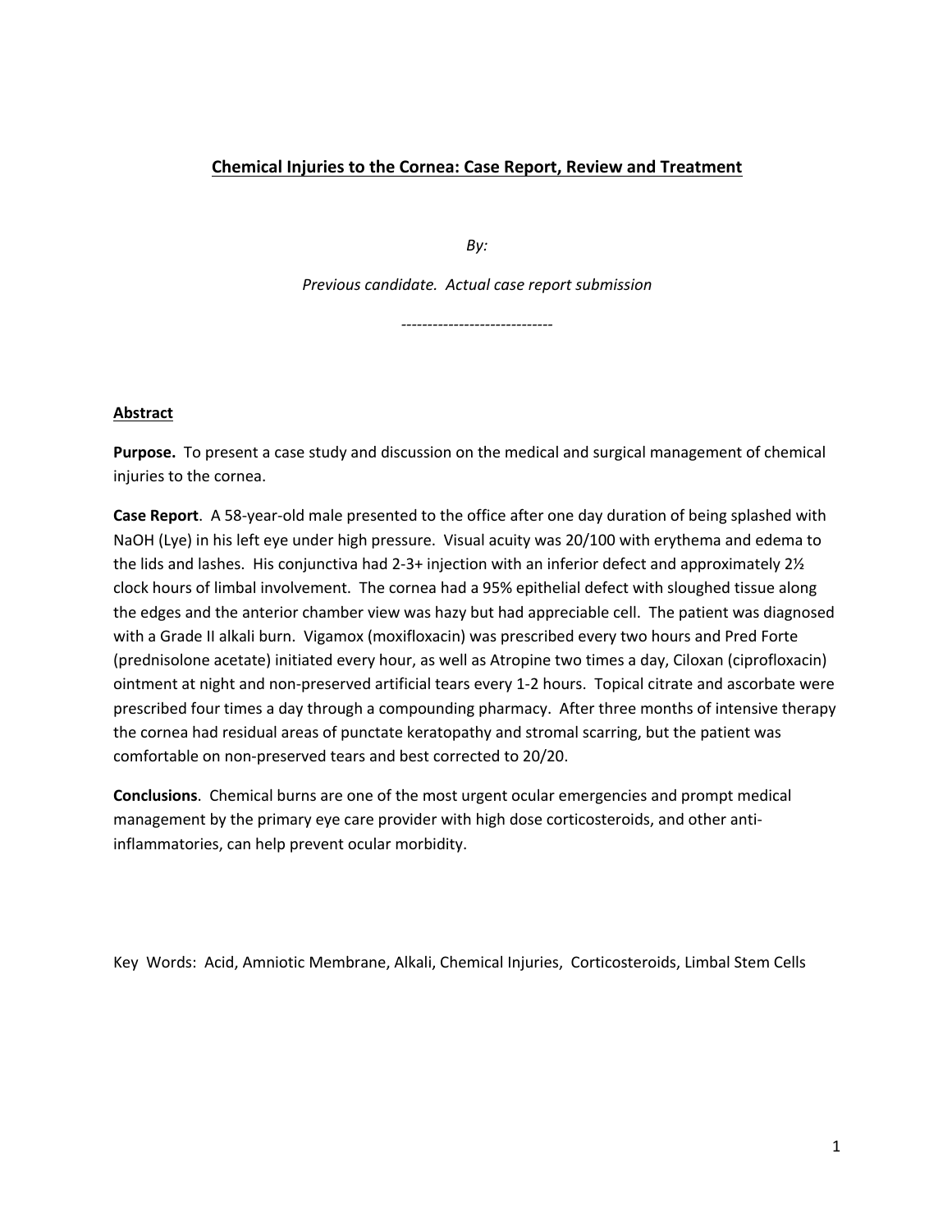# Chemical Injuries to the Cornea: Case Report, Review and Treatment

*By:*

*Previous candidate. Actual case report submission*

-----------------------------

## Abstract

**Purpose.** To present a case study and discussion on the medical and surgical management of chemical injuries to the cornea.

**Case Report**. A 58-year-old male presented to the office after one day duration of being splashed with NaOH (Lye) in his left eye under high pressure. Visual acuity was 20/100 with erythema and edema to the lids and lashes. His conjunctiva had 2-3+ injection with an inferior defect and approximately 2½ clock hours of limbal involvement. The cornea had a 95% epithelial defect with sloughed tissue along the edges and the anterior chamber view was hazy but had appreciable cell. The patient was diagnosed with a Grade II alkali burn. Vigamox (moxifloxacin) was prescribed every two hours and Pred Forte (prednisolone acetate) initiated every hour, as well as Atropine two times a day, Ciloxan (ciprofloxacin) ointment at night and non-preserved artificial tears every 1-2 hours. Topical citrate and ascorbate were prescribed four times a day through a compounding pharmacy. After three months of intensive therapy the cornea had residual areas of punctate keratopathy and stromal scarring, but the patient was comfortable on non-preserved tears and best corrected to 20/20.

**Conclusions**. Chemical burns are one of the most urgent ocular emergencies and prompt medical management by the primary eye care provider with high dose corticosteroids, and other anti-inflammatories, can help prevent ocular morbidity.

Key Words: Acid, Amniotic Membrane, Alkali, Chemical Injuries, Corticosteroids, Limbal Stem Cells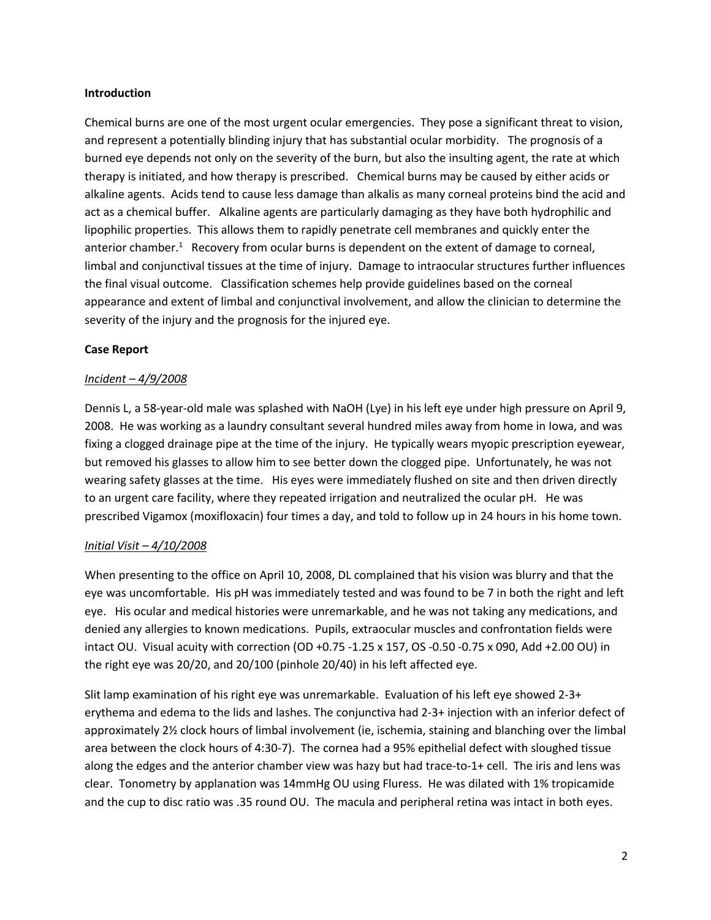**Introduction**

Chemical burns are one of the most urgent ocular emergencies. They pose a significant threat to vision, and represent a potentially blinding injury that has substantial ocular morbidity. The prognosis of a burned eye depends not only on the severity of the burn, but also the insulting agent, the rate at which therapy is initiated, and how therapy is prescribed. Chemical burns may be caused by either acids or alkaline agents. Acids tend to cause less damage than alkalis as many corneal proteins bind the acid and act as a chemical buffer. Alkaline agents are particularly damaging as they have both hydrophilic and lipophilic properties. This allows them to rapidly penetrate cell membranes and quickly enter the anterior chamber.[1] Recovery from ocular burns is dependent on the extent of damage to corneal, limbal and conjunctival tissues at the time of injury. Damage to intraocular structures further influences the final visual outcome. Classification schemes help provide guidelines based on the corneal appearance and extent of limbal and conjunctival involvement, and allow the clinician to determine the severity of the injury and the prognosis for the injured eye.

**Case Report**

*Incident – 4/9/2008*

Dennis L, a 58-year-old male was splashed with NaOH (Lye) in his left eye under high pressure on April 9, 2008. He was working as a laundry consultant several hundred miles away from home in Iowa, and was fixing a clogged drainage pipe at the time of the injury. He typically wears myopic prescription eyewear, but removed his glasses to allow him to see better down the clogged pipe. Unfortunately, he was not wearing safety glasses at the time. His eyes were immediately flushed on site and then driven directly to an urgent care facility, where they repeated irrigation and neutralized the ocular pH. He was prescribed Vigamox (moxifloxacin) four times a day, and told to follow up in 24 hours in his home town.

*Initial Visit – 4/10/2008*

When presenting to the office on April 10, 2008, DL complained that his vision was blurry and that the eye was uncomfortable. His pH was immediately tested and was found to be 7 in both the right and left eye. His ocular and medical histories were unremarkable, and he was not taking any medications, and denied any allergies to known medications. Pupils, extraocular muscles and confrontation fields were intact OU. Visual acuity with correction (OD +0.75 -1.25 x 157, OS -0.50 -0.75 x 090, Add +2.00 OU) in the right eye was 20/20, and 20/100 (pinhole 20/40) in his left affected eye.

Slit lamp examination of his right eye was unremarkable. Evaluation of his left eye showed 2-3+ erythema and edema to the lids and lashes. The conjunctiva had 2-3+ injection with an inferior defect of approximately 2½ clock hours of limbal involvement (ie, ischemia, staining and blanching over the limbal area between the clock hours of 4:30-7). The cornea had a 95% epithelial defect with sloughed tissue along the edges and the anterior chamber view was hazy but had trace-to-1+ cell. The iris and lens was clear. Tonometry by applanation was 14mmHg OU using Fluress. He was dilated with 1% tropicamide and the cup to disc ratio was .35 round OU. The macula and peripheral retina was intact in both eyes.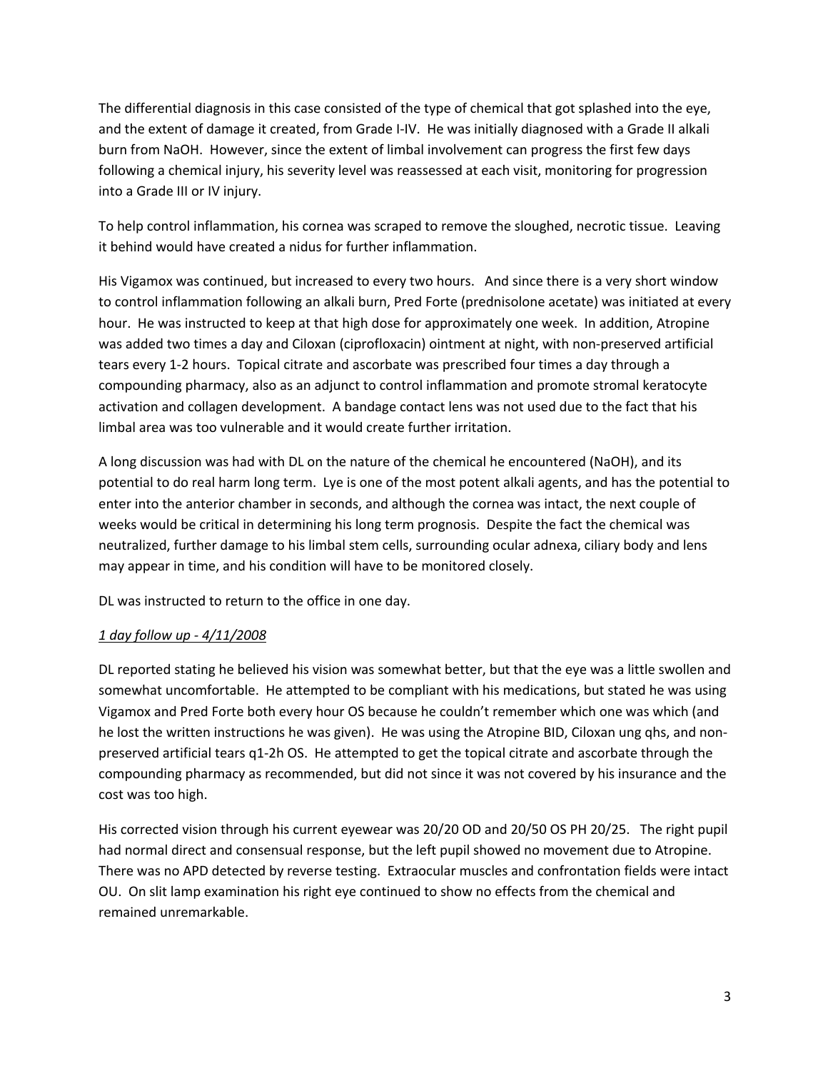The differential diagnosis in this case consisted of the type of chemical that got splashed into the eye, and the extent of damage it created, from Grade I-IV. He was initially diagnosed with a Grade II alkali burn from NaOH. However, since the extent of limbal involvement can progress the first few days following a chemical injury, his severity level was reassessed at each visit, monitoring for progression into a Grade III or IV injury.

To help control inflammation, his cornea was scraped to remove the sloughed, necrotic tissue. Leaving it behind would have created a nidus for further inflammation.

His Vigamox was continued, but increased to every two hours. And since there is a very short window to control inflammation following an alkali burn, Pred Forte (prednisolone acetate) was initiated at every hour. He was instructed to keep at that high dose for approximately one week. In addition, Atropine was added two times a day and Ciloxan (ciprofloxacin) ointment at night, with non-preserved artificial tears every 1-2 hours. Topical citrate and ascorbate was prescribed four times a day through a compounding pharmacy, also as an adjunct to control inflammation and promote stromal keratocyte activation and collagen development. A bandage contact lens was not used due to the fact that his limbal area was too vulnerable and it would create further irritation.

A long discussion was had with DL on the nature of the chemical he encountered (NaOH), and its potential to do real harm long term. Lye is one of the most potent alkali agents, and has the potential to enter into the anterior chamber in seconds, and although the cornea was intact, the next couple of weeks would be critical in determining his long term prognosis. Despite the fact the chemical was neutralized, further damage to his limbal stem cells, surrounding ocular adnexa, ciliary body and lens may appear in time, and his condition will have to be monitored closely.

DL was instructed to return to the office in one day.

*1 day follow up - 4/11/2008*

DL reported stating he believed his vision was somewhat better, but that the eye was a little swollen and somewhat uncomfortable. He attempted to be compliant with his medications, but stated he was using Vigamox and Pred Forte both every hour OS because he couldn't remember which one was which (and he lost the written instructions he was given). He was using the Atropine BID, Ciloxan ung qhs, and non-preserved artificial tears q1-2h OS. He attempted to get the topical citrate and ascorbate through the compounding pharmacy as recommended, but did not since it was not covered by his insurance and the cost was too high.

His corrected vision through his current eyewear was 20/20 OD and 20/50 OS PH 20/25. The right pupil had normal direct and consensual response, but the left pupil showed no movement due to Atropine. There was no APD detected by reverse testing. Extraocular muscles and confrontation fields were intact OU. On slit lamp examination his right eye continued to show no effects from the chemical and remained unremarkable.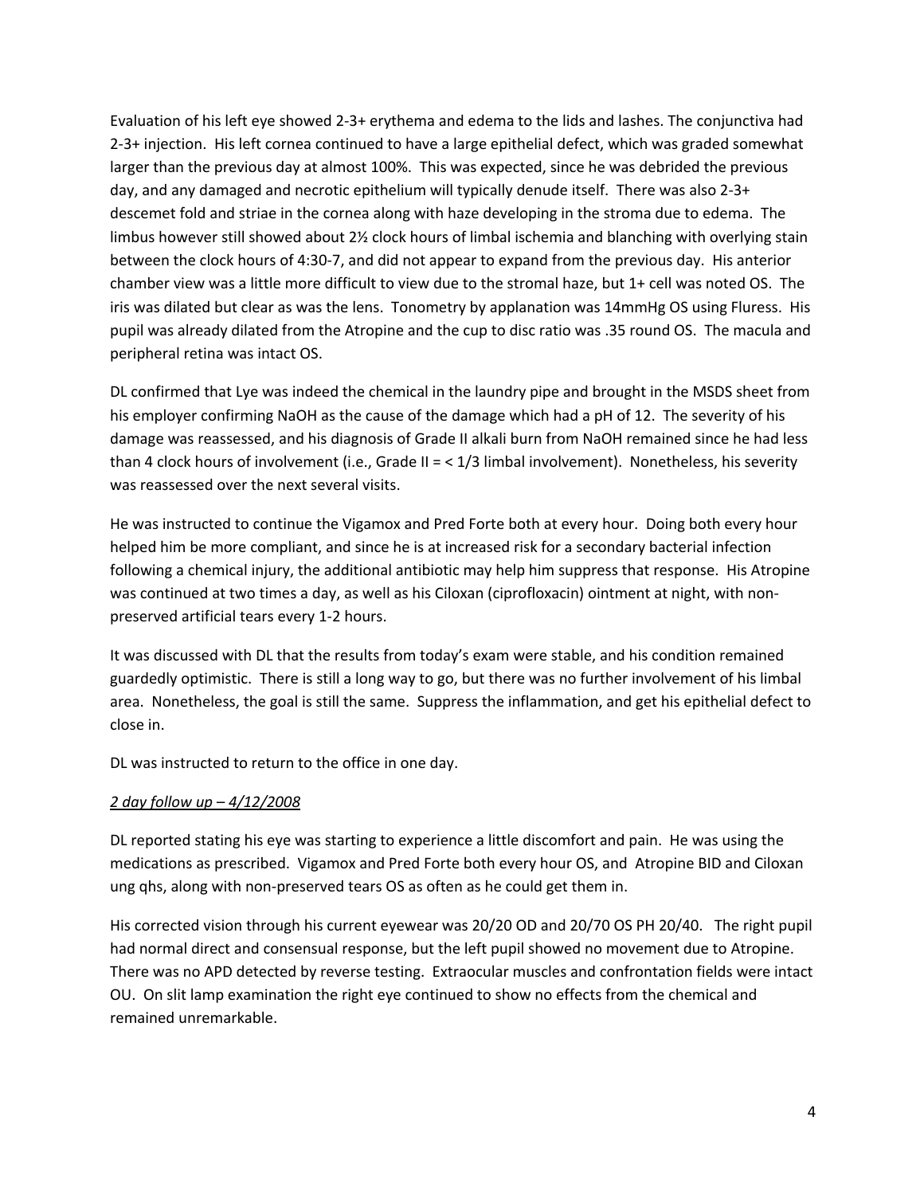Evaluation of his left eye showed 2-3+ erythema and edema to the lids and lashes. The conjunctiva had 2-3+ injection. His left cornea continued to have a large epithelial defect, which was graded somewhat larger than the previous day at almost 100%. This was expected, since he was debrided the previous day, and any damaged and necrotic epithelium will typically denude itself. There was also 2-3+ descemet fold and striae in the cornea along with haze developing in the stroma due to edema. The limbus however still showed about 2½ clock hours of limbal ischemia and blanching with overlying stain between the clock hours of 4:30-7, and did not appear to expand from the previous day. His anterior chamber view was a little more difficult to view due to the stromal haze, but 1+ cell was noted OS. The iris was dilated but clear as was the lens. Tonometry by applanation was 14mmHg OS using Fluress. His pupil was already dilated from the Atropine and the cup to disc ratio was .35 round OS. The macula and peripheral retina was intact OS.

DL confirmed that Lye was indeed the chemical in the laundry pipe and brought in the MSDS sheet from his employer confirming NaOH as the cause of the damage which had a pH of 12. The severity of his damage was reassessed, and his diagnosis of Grade II alkali burn from NaOH remained since he had less than 4 clock hours of involvement (i.e., Grade II = < 1/3 limbal involvement). Nonetheless, his severity was reassessed over the next several visits.

He was instructed to continue the Vigamox and Pred Forte both at every hour. Doing both every hour helped him be more compliant, and since he is at increased risk for a secondary bacterial infection following a chemical injury, the additional antibiotic may help him suppress that response. His Atropine was continued at two times a day, as well as his Ciloxan (ciprofloxacin) ointment at night, with non-preserved artificial tears every 1-2 hours.

It was discussed with DL that the results from today's exam were stable, and his condition remained guardedly optimistic. There is still a long way to go, but there was no further involvement of his limbal area. Nonetheless, the goal is still the same. Suppress the inflammation, and get his epithelial defect to close in.

DL was instructed to return to the office in one day.

*2 day follow up – 4/12/2008*

DL reported stating his eye was starting to experience a little discomfort and pain. He was using the medications as prescribed. Vigamox and Pred Forte both every hour OS, and Atropine BID and Ciloxan ung qhs, along with non-preserved tears OS as often as he could get them in.

His corrected vision through his current eyewear was 20/20 OD and 20/70 OS PH 20/40. The right pupil had normal direct and consensual response, but the left pupil showed no movement due to Atropine. There was no APD detected by reverse testing. Extraocular muscles and confrontation fields were intact OU. On slit lamp examination the right eye continued to show no effects from the chemical and remained unremarkable.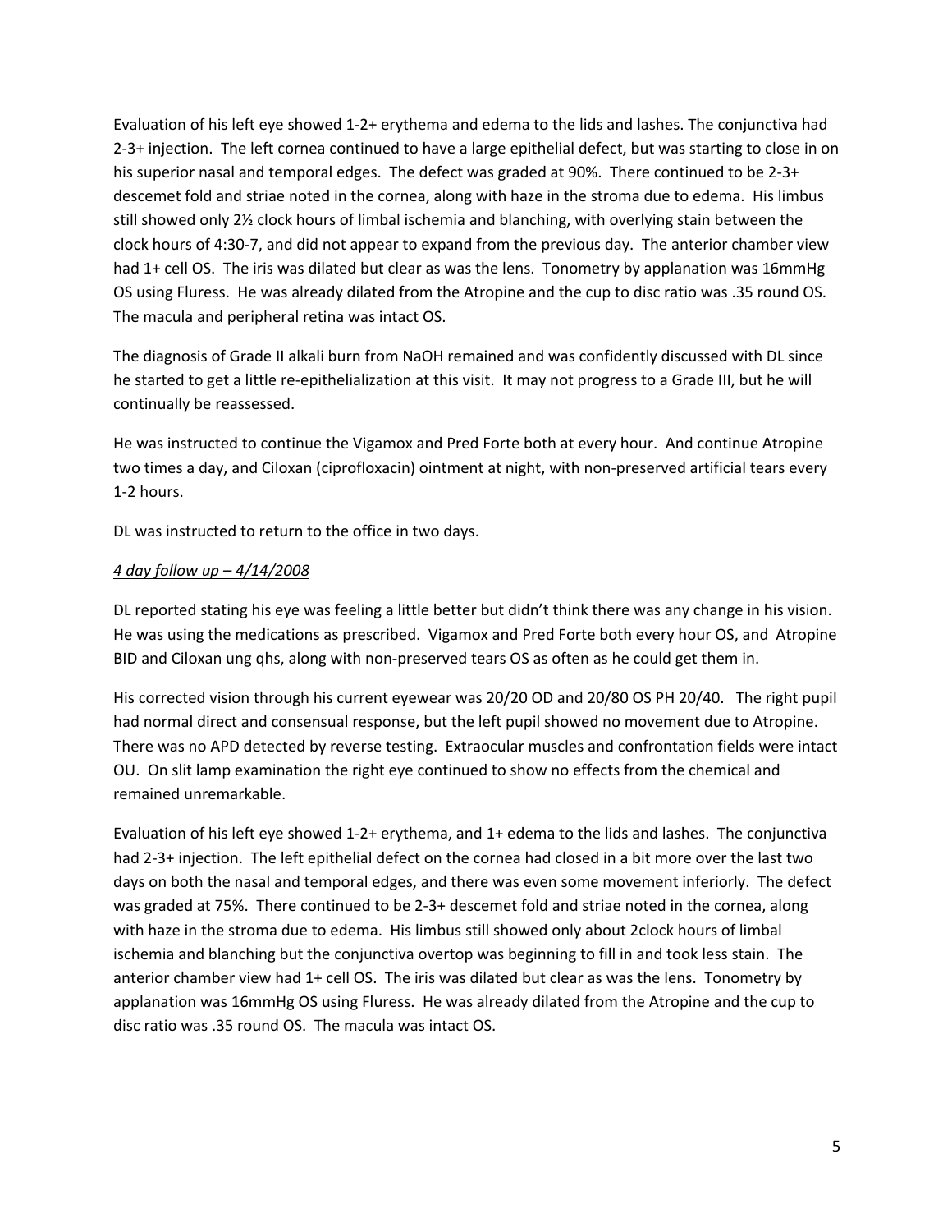Evaluation of his left eye showed 1-2+ erythema and edema to the lids and lashes. The conjunctiva had 2-3+ injection. The left cornea continued to have a large epithelial defect, but was starting to close in on his superior nasal and temporal edges. The defect was graded at 90%. There continued to be 2-3+ descemet fold and striae noted in the cornea, along with haze in the stroma due to edema. His limbus still showed only 2½ clock hours of limbal ischemia and blanching, with overlying stain between the clock hours of 4:30-7, and did not appear to expand from the previous day. The anterior chamber view had 1+ cell OS. The iris was dilated but clear as was the lens. Tonometry by applanation was 16mmHg OS using Fluress. He was already dilated from the Atropine and the cup to disc ratio was .35 round OS. The macula and peripheral retina was intact OS.

The diagnosis of Grade II alkali burn from NaOH remained and was confidently discussed with DL since he started to get a little re-epithelialization at this visit. It may not progress to a Grade III, but he will continually be reassessed.

He was instructed to continue the Vigamox and Pred Forte both at every hour. And continue Atropine two times a day, and Ciloxan (ciprofloxacin) ointment at night, with non-preserved artificial tears every 1-2 hours.

DL was instructed to return to the office in two days.

*<u>4 day follow up – 4/14/2008</u>*

DL reported stating his eye was feeling a little better but didn't think there was any change in his vision. He was using the medications as prescribed. Vigamox and Pred Forte both every hour OS, and Atropine BID and Ciloxan ung qhs, along with non-preserved tears OS as often as he could get them in.

His corrected vision through his current eyewear was 20/20 OD and 20/80 OS PH 20/40. The right pupil had normal direct and consensual response, but the left pupil showed no movement due to Atropine. There was no APD detected by reverse testing. Extraocular muscles and confrontation fields were intact OU. On slit lamp examination the right eye continued to show no effects from the chemical and remained unremarkable.

Evaluation of his left eye showed 1-2+ erythema, and 1+ edema to the lids and lashes. The conjunctiva had 2-3+ injection. The left epithelial defect on the cornea had closed in a bit more over the last two days on both the nasal and temporal edges, and there was even some movement inferiorly. The defect was graded at 75%. There continued to be 2-3+ descemet fold and striae noted in the cornea, along with haze in the stroma due to edema. His limbus still showed only about 2clock hours of limbal ischemia and blanching but the conjunctiva overtop was beginning to fill in and took less stain. The anterior chamber view had 1+ cell OS. The iris was dilated but clear as was the lens. Tonometry by applanation was 16mmHg OS using Fluress. He was already dilated from the Atropine and the cup to disc ratio was .35 round OS. The macula was intact OS.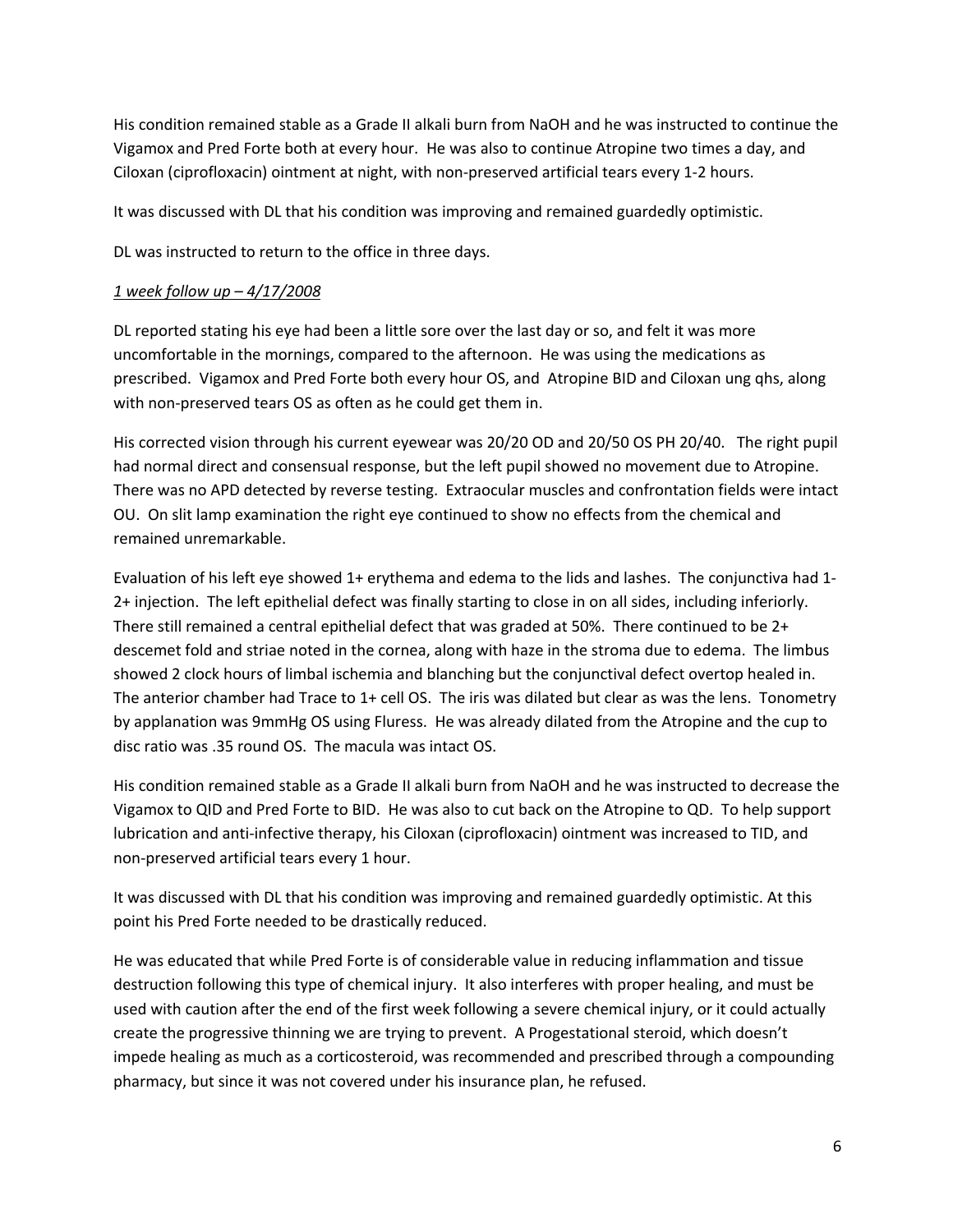His condition remained stable as a Grade II alkali burn from NaOH and he was instructed to continue the Vigamox and Pred Forte both at every hour. He was also to continue Atropine two times a day, and Ciloxan (ciprofloxacin) ointment at night, with non-preserved artificial tears every 1-2 hours.

It was discussed with DL that his condition was improving and remained guardedly optimistic.

DL was instructed to return to the office in three days.

*1 week follow up – 4/17/2008*

DL reported stating his eye had been a little sore over the last day or so, and felt it was more uncomfortable in the mornings, compared to the afternoon. He was using the medications as prescribed. Vigamox and Pred Forte both every hour OS, and Atropine BID and Ciloxan ung qhs, along with non-preserved tears OS as often as he could get them in.

His corrected vision through his current eyewear was 20/20 OD and 20/50 OS PH 20/40. The right pupil had normal direct and consensual response, but the left pupil showed no movement due to Atropine. There was no APD detected by reverse testing. Extraocular muscles and confrontation fields were intact OU. On slit lamp examination the right eye continued to show no effects from the chemical and remained unremarkable.

Evaluation of his left eye showed 1+ erythema and edema to the lids and lashes. The conjunctiva had 1-2+ injection. The left epithelial defect was finally starting to close in on all sides, including inferiorly. There still remained a central epithelial defect that was graded at 50%. There continued to be 2+ descemet fold and striae noted in the cornea, along with haze in the stroma due to edema. The limbus showed 2 clock hours of limbal ischemia and blanching but the conjunctival defect overtop healed in. The anterior chamber had Trace to 1+ cell OS. The iris was dilated but clear as was the lens. Tonometry by applanation was 9mmHg OS using Fluress. He was already dilated from the Atropine and the cup to disc ratio was .35 round OS. The macula was intact OS.

His condition remained stable as a Grade II alkali burn from NaOH and he was instructed to decrease the Vigamox to QID and Pred Forte to BID. He was also to cut back on the Atropine to QD. To help support lubrication and anti-infective therapy, his Ciloxan (ciprofloxacin) ointment was increased to TID, and non-preserved artificial tears every 1 hour.

It was discussed with DL that his condition was improving and remained guardedly optimistic. At this point his Pred Forte needed to be drastically reduced.

He was educated that while Pred Forte is of considerable value in reducing inflammation and tissue destruction following this type of chemical injury. It also interferes with proper healing, and must be used with caution after the end of the first week following a severe chemical injury, or it could actually create the progressive thinning we are trying to prevent. A Progestational steroid, which doesn't impede healing as much as a corticosteroid, was recommended and prescribed through a compounding pharmacy, but since it was not covered under his insurance plan, he refused.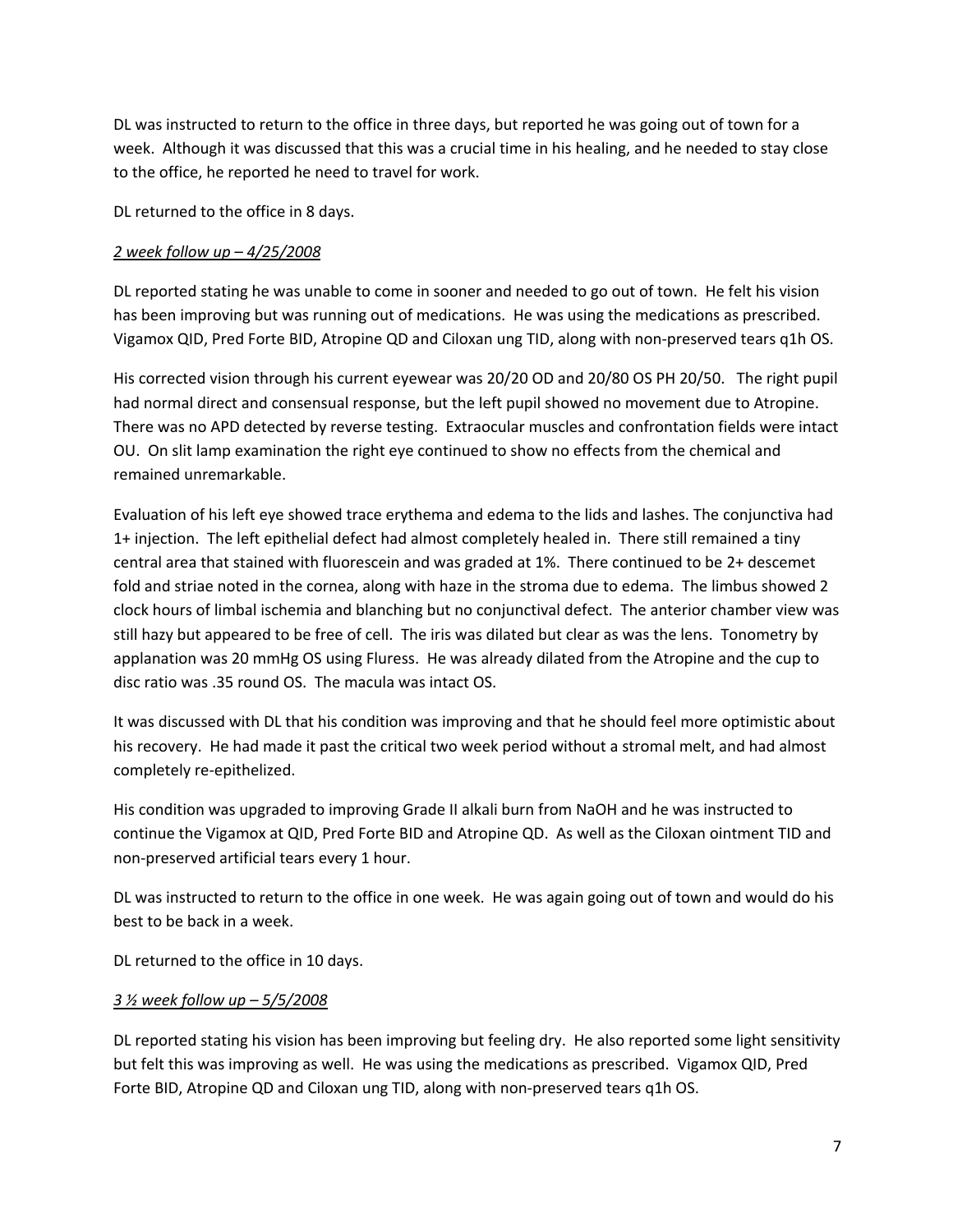DL was instructed to return to the office in three days, but reported he was going out of town for a week. Although it was discussed that this was a crucial time in his healing, and he needed to stay close to the office, he reported he need to travel for work.

DL returned to the office in 8 days.

*2 week follow up – 4/25/2008*

DL reported stating he was unable to come in sooner and needed to go out of town. He felt his vision has been improving but was running out of medications. He was using the medications as prescribed. Vigamox QID, Pred Forte BID, Atropine QD and Ciloxan ung TID, along with non-preserved tears q1h OS.

His corrected vision through his current eyewear was 20/20 OD and 20/80 OS PH 20/50. The right pupil had normal direct and consensual response, but the left pupil showed no movement due to Atropine. There was no APD detected by reverse testing. Extraocular muscles and confrontation fields were intact OU. On slit lamp examination the right eye continued to show no effects from the chemical and remained unremarkable.

Evaluation of his left eye showed trace erythema and edema to the lids and lashes. The conjunctiva had 1+ injection. The left epithelial defect had almost completely healed in. There still remained a tiny central area that stained with fluorescein and was graded at 1%. There continued to be 2+ descemet fold and striae noted in the cornea, along with haze in the stroma due to edema. The limbus showed 2 clock hours of limbal ischemia and blanching but no conjunctival defect. The anterior chamber view was still hazy but appeared to be free of cell. The iris was dilated but clear as was the lens. Tonometry by applanation was 20 mmHg OS using Fluress. He was already dilated from the Atropine and the cup to disc ratio was .35 round OS. The macula was intact OS.

It was discussed with DL that his condition was improving and that he should feel more optimistic about his recovery. He had made it past the critical two week period without a stromal melt, and had almost completely re-epithelized.

His condition was upgraded to improving Grade II alkali burn from NaOH and he was instructed to continue the Vigamox at QID, Pred Forte BID and Atropine QD. As well as the Ciloxan ointment TID and non-preserved artificial tears every 1 hour.

DL was instructed to return to the office in one week. He was again going out of town and would do his best to be back in a week.

DL returned to the office in 10 days.

*3 ½ week follow up – 5/5/2008*

DL reported stating his vision has been improving but feeling dry. He also reported some light sensitivity but felt this was improving as well. He was using the medications as prescribed. Vigamox QID, Pred Forte BID, Atropine QD and Ciloxan ung TID, along with non-preserved tears q1h OS.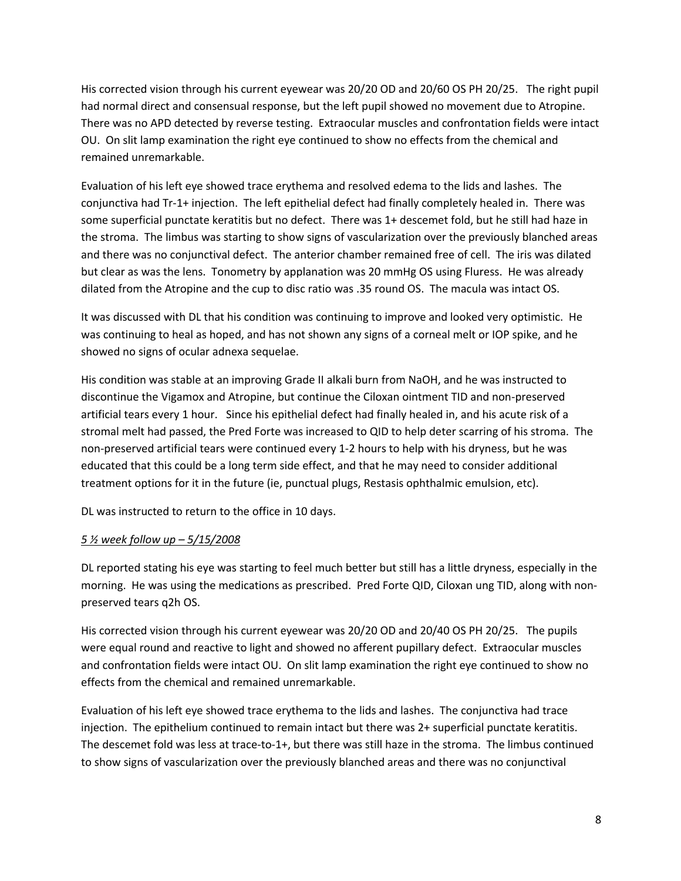His corrected vision through his current eyewear was 20/20 OD and 20/60 OS PH 20/25. The right pupil had normal direct and consensual response, but the left pupil showed no movement due to Atropine. There was no APD detected by reverse testing. Extraocular muscles and confrontation fields were intact OU. On slit lamp examination the right eye continued to show no effects from the chemical and remained unremarkable.

Evaluation of his left eye showed trace erythema and resolved edema to the lids and lashes. The conjunctiva had Tr-1+ injection. The left epithelial defect had finally completely healed in. There was some superficial punctate keratitis but no defect. There was 1+ descemet fold, but he still had haze in the stroma. The limbus was starting to show signs of vascularization over the previously blanched areas and there was no conjunctival defect. The anterior chamber remained free of cell. The iris was dilated but clear as was the lens. Tonometry by applanation was 20 mmHg OS using Fluress. He was already dilated from the Atropine and the cup to disc ratio was .35 round OS. The macula was intact OS.

It was discussed with DL that his condition was continuing to improve and looked very optimistic. He was continuing to heal as hoped, and has not shown any signs of a corneal melt or IOP spike, and he showed no signs of ocular adnexa sequelae.

His condition was stable at an improving Grade II alkali burn from NaOH, and he was instructed to discontinue the Vigamox and Atropine, but continue the Ciloxan ointment TID and non-preserved artificial tears every 1 hour. Since his epithelial defect had finally healed in, and his acute risk of a stromal melt had passed, the Pred Forte was increased to QID to help deter scarring of his stroma. The non-preserved artificial tears were continued every 1-2 hours to help with his dryness, but he was educated that this could be a long term side effect, and that he may need to consider additional treatment options for it in the future (ie, punctual plugs, Restasis ophthalmic emulsion, etc).

DL was instructed to return to the office in 10 days.

*5 ½ week follow up – 5/15/2008*

DL reported stating his eye was starting to feel much better but still has a little dryness, especially in the morning. He was using the medications as prescribed. Pred Forte QID, Ciloxan ung TID, along with non-preserved tears q2h OS.

His corrected vision through his current eyewear was 20/20 OD and 20/40 OS PH 20/25. The pupils were equal round and reactive to light and showed no afferent pupillary defect. Extraocular muscles and confrontation fields were intact OU. On slit lamp examination the right eye continued to show no effects from the chemical and remained unremarkable.

Evaluation of his left eye showed trace erythema to the lids and lashes. The conjunctiva had trace injection. The epithelium continued to remain intact but there was 2+ superficial punctate keratitis. The descemet fold was less at trace-to-1+, but there was still haze in the stroma. The limbus continued to show signs of vascularization over the previously blanched areas and there was no conjunctival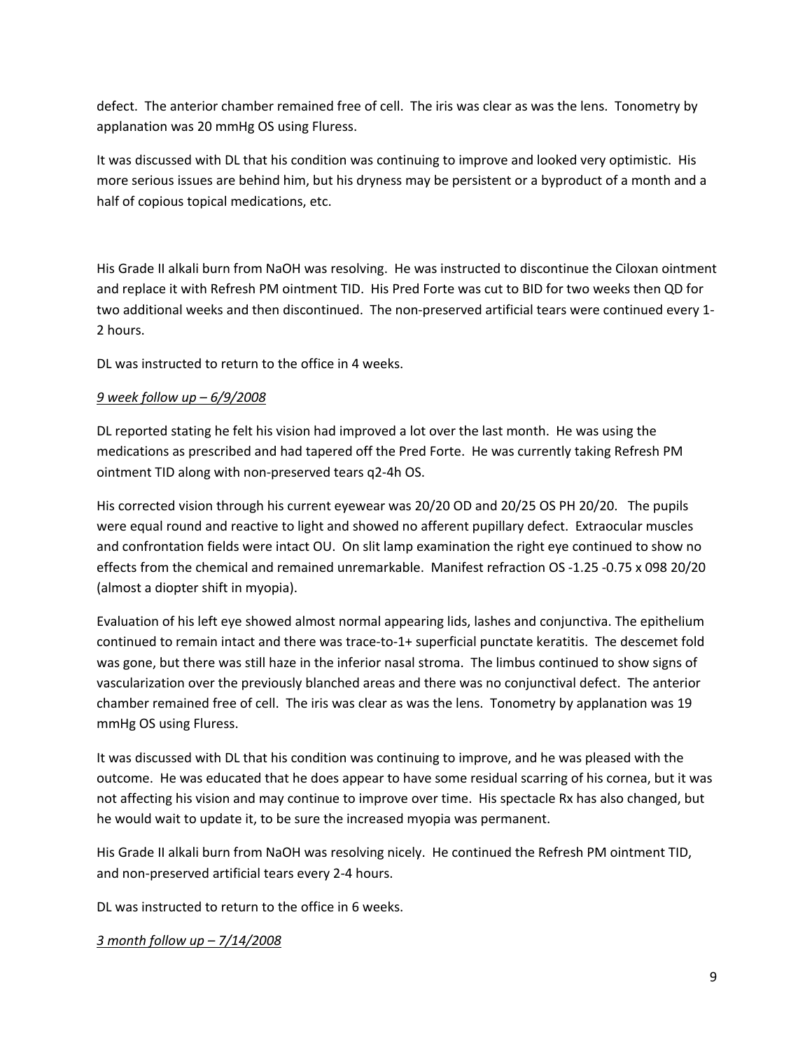defect. The anterior chamber remained free of cell. The iris was clear as was the lens. Tonometry by applanation was 20 mmHg OS using Fluress.

It was discussed with DL that his condition was continuing to improve and looked very optimistic. His more serious issues are behind him, but his dryness may be persistent or a byproduct of a month and a half of copious topical medications, etc.

His Grade II alkali burn from NaOH was resolving. He was instructed to discontinue the Ciloxan ointment and replace it with Refresh PM ointment TID. His Pred Forte was cut to BID for two weeks then QD for two additional weeks and then discontinued. The non-preserved artificial tears were continued every 1-2 hours.

DL was instructed to return to the office in 4 weeks.

*9 week follow up – 6/9/2008*

DL reported stating he felt his vision had improved a lot over the last month. He was using the medications as prescribed and had tapered off the Pred Forte. He was currently taking Refresh PM ointment TID along with non-preserved tears q2-4h OS.

His corrected vision through his current eyewear was 20/20 OD and 20/25 OS PH 20/20. The pupils were equal round and reactive to light and showed no afferent pupillary defect. Extraocular muscles and confrontation fields were intact OU. On slit lamp examination the right eye continued to show no effects from the chemical and remained unremarkable. Manifest refraction OS -1.25 -0.75 x 098 20/20 (almost a diopter shift in myopia).

Evaluation of his left eye showed almost normal appearing lids, lashes and conjunctiva. The epithelium continued to remain intact and there was trace-to-1+ superficial punctate keratitis. The descemet fold was gone, but there was still haze in the inferior nasal stroma. The limbus continued to show signs of vascularization over the previously blanched areas and there was no conjunctival defect. The anterior chamber remained free of cell. The iris was clear as was the lens. Tonometry by applanation was 19 mmHg OS using Fluress.

It was discussed with DL that his condition was continuing to improve, and he was pleased with the outcome. He was educated that he does appear to have some residual scarring of his cornea, but it was not affecting his vision and may continue to improve over time. His spectacle Rx has also changed, but he would wait to update it, to be sure the increased myopia was permanent.

His Grade II alkali burn from NaOH was resolving nicely. He continued the Refresh PM ointment TID, and non-preserved artificial tears every 2-4 hours.

DL was instructed to return to the office in 6 weeks.

*3 month follow up – 7/14/2008*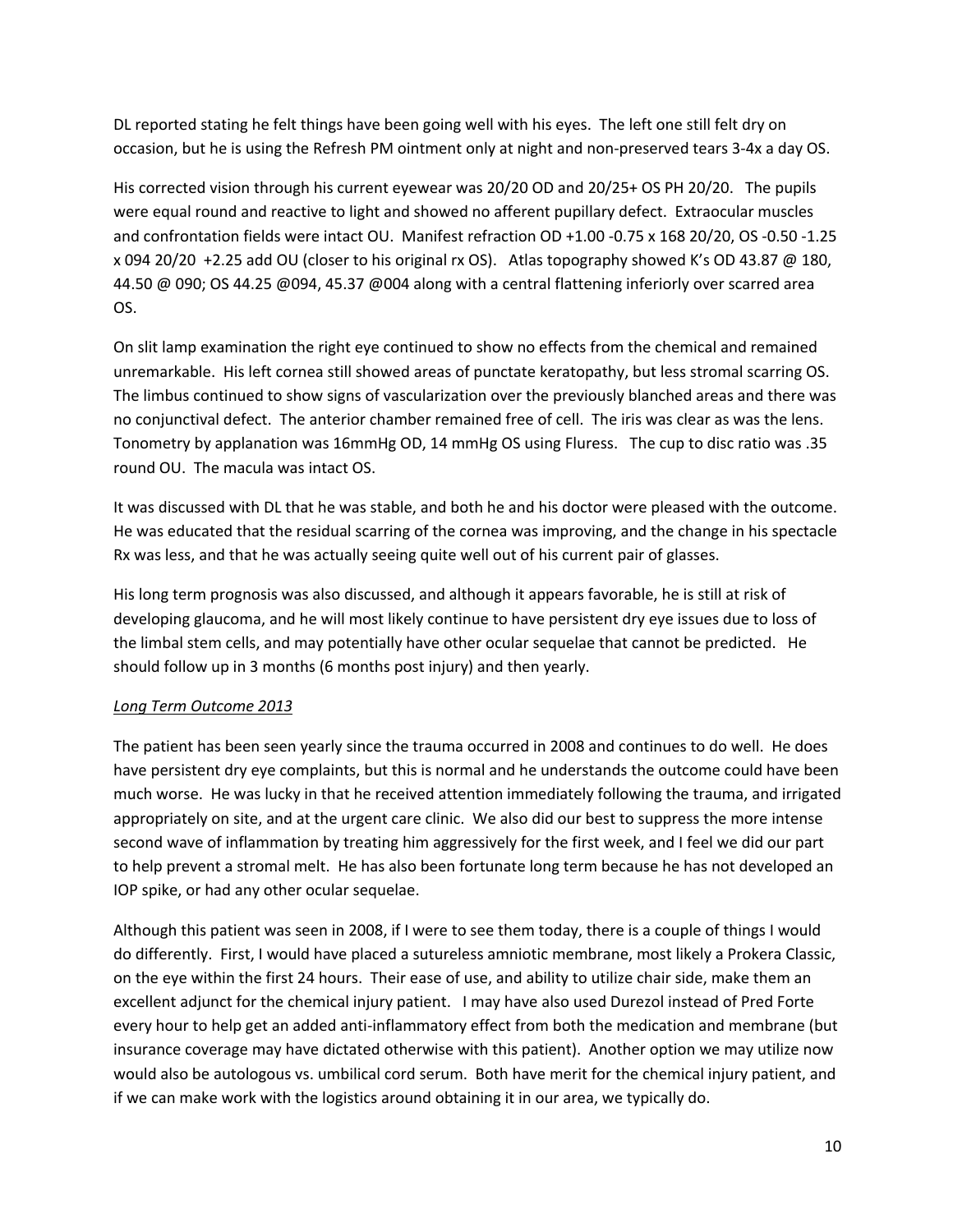DL reported stating he felt things have been going well with his eyes. The left one still felt dry on occasion, but he is using the Refresh PM ointment only at night and non-preserved tears 3-4x a day OS.

His corrected vision through his current eyewear was 20/20 OD and 20/25+ OS PH 20/20. The pupils were equal round and reactive to light and showed no afferent pupillary defect. Extraocular muscles and confrontation fields were intact OU. Manifest refraction OD +1.00 -0.75 x 168 20/20, OS -0.50 -1.25 x 094 20/20 +2.25 add OU (closer to his original rx OS). Atlas topography showed K's OD 43.87 @ 180, 44.50 @ 090; OS 44.25 @094, 45.37 @004 along with a central flattening inferiorly over scarred area OS.

On slit lamp examination the right eye continued to show no effects from the chemical and remained unremarkable. His left cornea still showed areas of punctate keratopathy, but less stromal scarring OS. The limbus continued to show signs of vascularization over the previously blanched areas and there was no conjunctival defect. The anterior chamber remained free of cell. The iris was clear as was the lens. Tonometry by applanation was 16mmHg OD, 14 mmHg OS using Fluress. The cup to disc ratio was .35 round OU. The macula was intact OS.

It was discussed with DL that he was stable, and both he and his doctor were pleased with the outcome. He was educated that the residual scarring of the cornea was improving, and the change in his spectacle Rx was less, and that he was actually seeing quite well out of his current pair of glasses.

His long term prognosis was also discussed, and although it appears favorable, he is still at risk of developing glaucoma, and he will most likely continue to have persistent dry eye issues due to loss of the limbal stem cells, and may potentially have other ocular sequelae that cannot be predicted. He should follow up in 3 months (6 months post injury) and then yearly.

*Long Term Outcome 2013*

The patient has been seen yearly since the trauma occurred in 2008 and continues to do well. He does have persistent dry eye complaints, but this is normal and he understands the outcome could have been much worse. He was lucky in that he received attention immediately following the trauma, and irrigated appropriately on site, and at the urgent care clinic. We also did our best to suppress the more intense second wave of inflammation by treating him aggressively for the first week, and I feel we did our part to help prevent a stromal melt. He has also been fortunate long term because he has not developed an IOP spike, or had any other ocular sequelae.

Although this patient was seen in 2008, if I were to see them today, there is a couple of things I would do differently. First, I would have placed a sutureless amniotic membrane, most likely a Prokera Classic, on the eye within the first 24 hours. Their ease of use, and ability to utilize chair side, make them an excellent adjunct for the chemical injury patient. I may have also used Durezol instead of Pred Forte every hour to help get an added anti-inflammatory effect from both the medication and membrane (but insurance coverage may have dictated otherwise with this patient). Another option we may utilize now would also be autologous vs. umbilical cord serum. Both have merit for the chemical injury patient, and if we can make work with the logistics around obtaining it in our area, we typically do.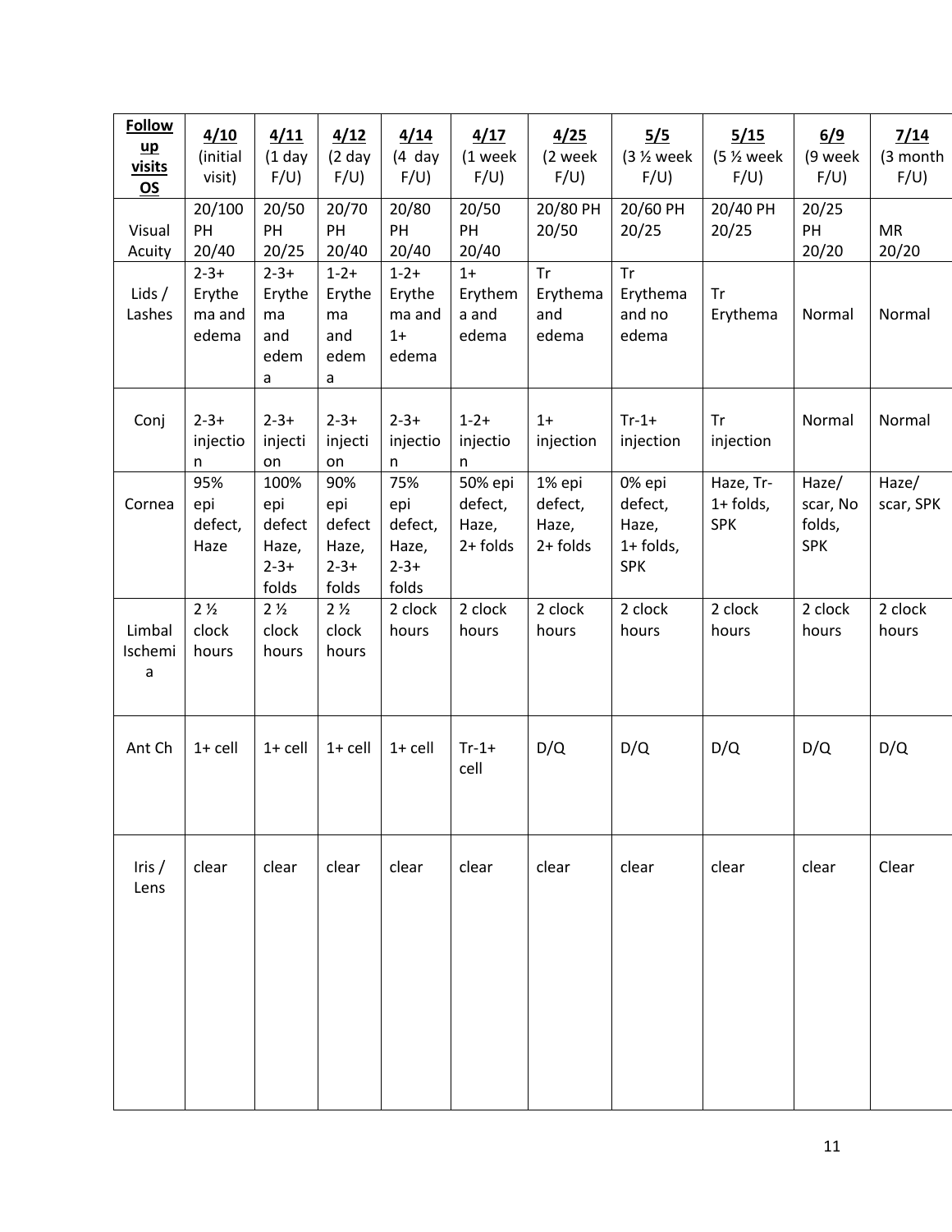| **Follow up visits OS** | **4/10** (initial visit) | **4/11** (1 day F/U) | **4/12** (2 day F/U) | **4/14** (4 day F/U) | **4/17** (1 week F/U) | **4/25** (2 week F/U) | **5/5** (3 ½ week F/U) | **5/15** (5 ½ week F/U) | **6/9** (9 week F/U) | **7/14** (3 month F/U) |
|---|---|---|---|---|---|---|---|---|---|---|
| Visual Acuity | 20/100 PH 20/40 | 20/50 PH 20/25 | 20/70 PH 20/40 | 20/80 PH 20/40 | 20/50 PH 20/40 | 20/80 PH 20/50 | 20/60 PH 20/25 | 20/40 PH 20/25 | 20/25 PH 20/20 | MR 20/20 |
| Lids / Lashes | 2-3+ Erythema and edema | 2-3+ Erythema and edema | 1-2+ Erythema and edema | 1-2+ Erythema and 1+ edema | 1+ Erythema and edema | Tr Erythema and edema | Tr Erythema and no edema | Tr Erythema | Normal | Normal |
| Conj | 2-3+ injection | 2-3+ injection | 2-3+ injection | 2-3+ injection | 1-2+ injection | 1+ injection | Tr-1+ injection | Tr injection | Normal | Normal |
| Cornea | 95% epi defect, Haze | 100% epi defect Haze, 2-3+ folds | 90% epi defect Haze, 2-3+ folds | 75% epi defect, Haze, 2-3+ folds | 50% epi defect, Haze, 2+ folds | 1% epi defect, Haze, 2+ folds | 0% epi defect, Haze, 1+ folds, SPK | Haze, Tr-1+ folds, SPK | Haze/ scar, No folds, SPK | Haze/ scar, SPK |
| Limbal Ischemia | 2 ½ clock hours | 2 ½ clock hours | 2 ½ clock hours | 2 clock hours | 2 clock hours | 2 clock hours | 2 clock hours | 2 clock hours | 2 clock hours | 2 clock hours |
| Ant Ch | 1+ cell | 1+ cell | 1+ cell | 1+ cell | Tr-1+ cell | D/Q | D/Q | D/Q | D/Q | D/Q |
| Iris / Lens | clear | clear | clear | clear | clear | clear | clear | clear | clear | Clear |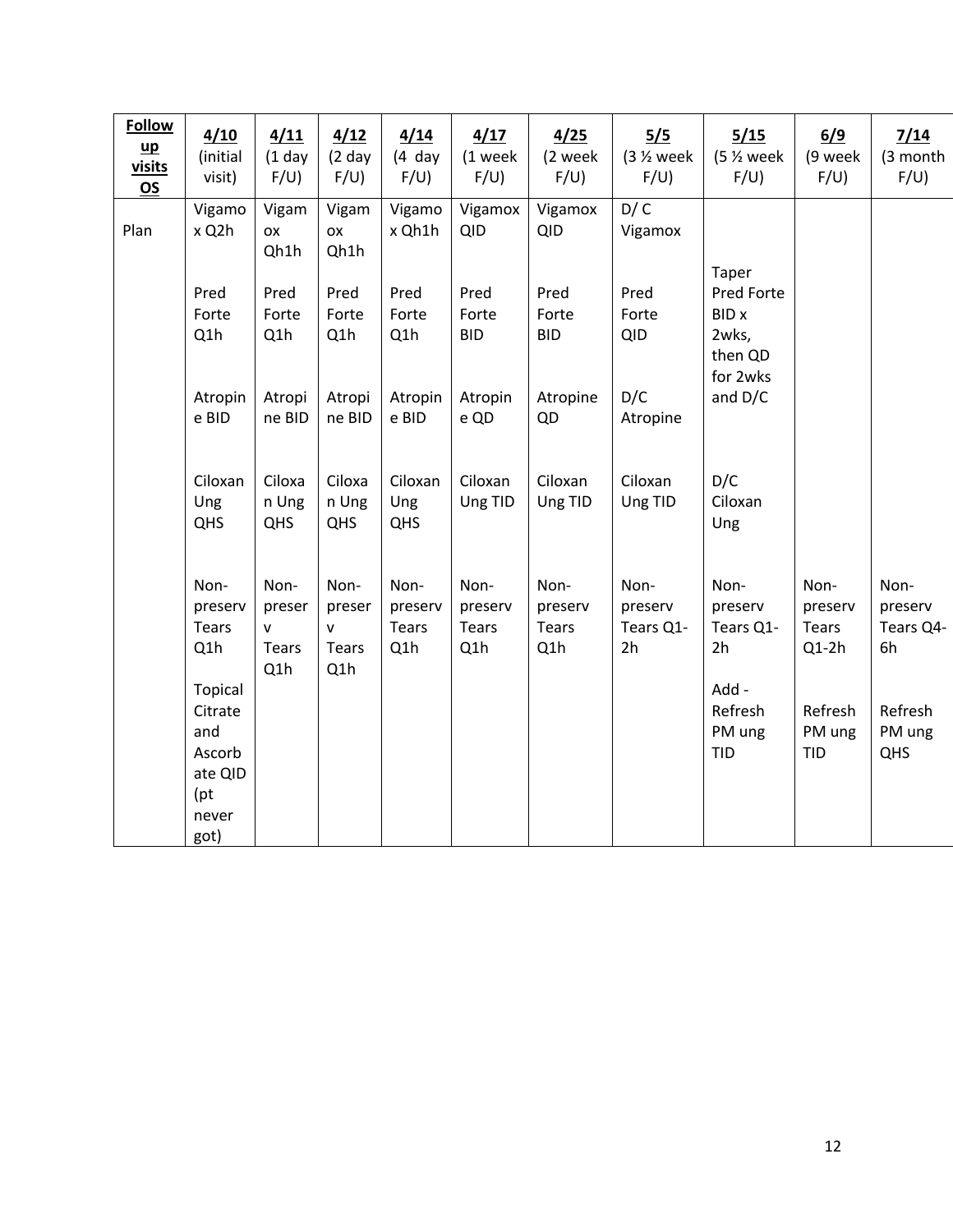| **Follow up visits OS** | **4/10** (initial visit) | **4/11** (1 day F/U) | **4/12** (2 day F/U) | **4/14** (4 day F/U) | **4/17** (1 week F/U) | **4/25** (2 week F/U) | **5/5** (3 ½ week F/U) | **5/15** (5 ½ week F/U) | **6/9** (9 week F/U) | **7/14** (3 month F/U) |
|---|---|---|---|---|---|---|---|---|---|---|
| Plan | Vigamox Q2h<br><br>Pred Forte Q1h<br><br>Atropine BID<br><br>Ciloxan Ung QHS<br><br>Non-preserv Tears Q1h<br><br>Topical Citrate and Ascorbate QID (pt never got) | Vigamox Qh1h<br><br>Pred Forte Q1h<br><br>Atropine BID<br><br>Ciloxan Ung QHS<br><br>Non-preserv Tears Q1h | Vigamox Qh1h<br><br>Pred Forte Q1h<br><br>Atropine BID<br><br>Ciloxan Ung QHS<br><br>Non-preserv Tears Q1h | Vigamox Qh1h<br><br>Pred Forte Q1h<br><br>Atropine BID<br><br>Ciloxan Ung QHS<br><br>Non-preserv Tears Q1h | Vigamox QID<br><br>Pred Forte BID<br><br>Atropine QD<br><br>Ciloxan Ung TID<br><br>Non-preserv Tears Q1h | Vigamox QID<br><br>Pred Forte BID<br><br>Atropine QD<br><br>Ciloxan Ung TID<br><br>Non-preserv Tears Q1h | D/ C Vigamox<br><br>Pred Forte QID<br><br>D/C Atropine<br><br>Ciloxan Ung TID<br><br>Non-preserv Tears Q1-2h | Taper Pred Forte BID x 2wks, then QD for 2wks and D/C<br><br>D/C Ciloxan Ung<br><br>Non-preserv Tears Q1-2h<br><br>Add - Refresh PM ung TID | Non-preserv Tears Q1-2h<br><br>Refresh PM ung TID | Non-preserv Tears Q4-6h<br><br>Refresh PM ung QHS |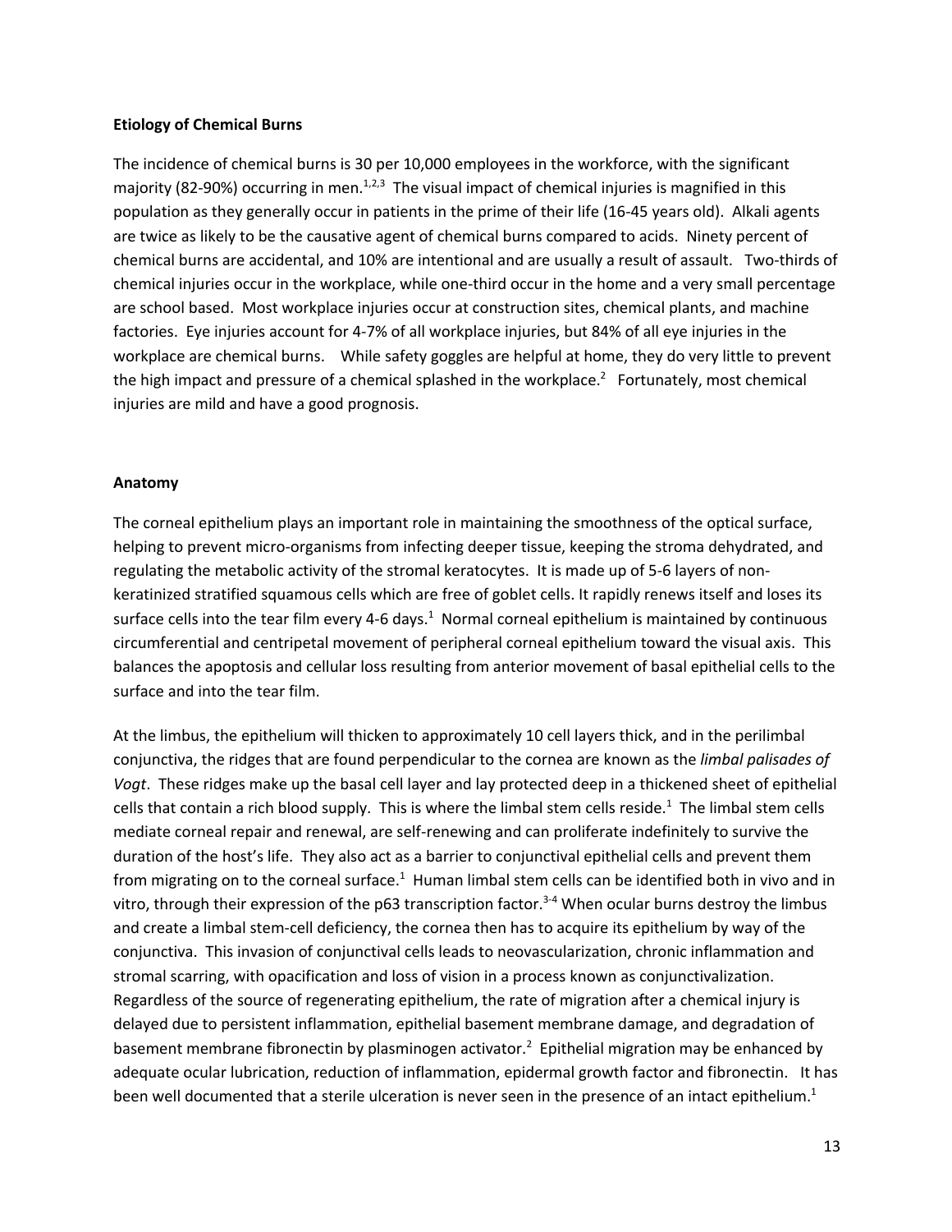**Etiology of Chemical Burns**

The incidence of chemical burns is 30 per 10,000 employees in the workforce, with the significant majority (82-90%) occurring in men.[1,2,3] The visual impact of chemical injuries is magnified in this population as they generally occur in patients in the prime of their life (16-45 years old). Alkali agents are twice as likely to be the causative agent of chemical burns compared to acids. Ninety percent of chemical burns are accidental, and 10% are intentional and are usually a result of assault. Two-thirds of chemical injuries occur in the workplace, while one-third occur in the home and a very small percentage are school based. Most workplace injuries occur at construction sites, chemical plants, and machine factories. Eye injuries account for 4-7% of all workplace injuries, but 84% of all eye injuries in the workplace are chemical burns. While safety goggles are helpful at home, they do very little to prevent the high impact and pressure of a chemical splashed in the workplace.[2] Fortunately, most chemical injuries are mild and have a good prognosis.

**Anatomy**

The corneal epithelium plays an important role in maintaining the smoothness of the optical surface, helping to prevent micro-organisms from infecting deeper tissue, keeping the stroma dehydrated, and regulating the metabolic activity of the stromal keratocytes. It is made up of 5-6 layers of non-keratinized stratified squamous cells which are free of goblet cells. It rapidly renews itself and loses its surface cells into the tear film every 4-6 days.[1] Normal corneal epithelium is maintained by continuous circumferential and centripetal movement of peripheral corneal epithelium toward the visual axis. This balances the apoptosis and cellular loss resulting from anterior movement of basal epithelial cells to the surface and into the tear film.

At the limbus, the epithelium will thicken to approximately 10 cell layers thick, and in the perilimbal conjunctiva, the ridges that are found perpendicular to the cornea are known as the *limbal palisades of Vogt*. These ridges make up the basal cell layer and lay protected deep in a thickened sheet of epithelial cells that contain a rich blood supply. This is where the limbal stem cells reside.[1] The limbal stem cells mediate corneal repair and renewal, are self-renewing and can proliferate indefinitely to survive the duration of the host's life. They also act as a barrier to conjunctival epithelial cells and prevent them from migrating on to the corneal surface.[1] Human limbal stem cells can be identified both in vivo and in vitro, through their expression of the p63 transcription factor.[3-4] When ocular burns destroy the limbus and create a limbal stem-cell deficiency, the cornea then has to acquire its epithelium by way of the conjunctiva. This invasion of conjunctival cells leads to neovascularization, chronic inflammation and stromal scarring, with opacification and loss of vision in a process known as conjunctivalization. Regardless of the source of regenerating epithelium, the rate of migration after a chemical injury is delayed due to persistent inflammation, epithelial basement membrane damage, and degradation of basement membrane fibronectin by plasminogen activator.[2] Epithelial migration may be enhanced by adequate ocular lubrication, reduction of inflammation, epidermal growth factor and fibronectin. It has been well documented that a sterile ulceration is never seen in the presence of an intact epithelium.[1]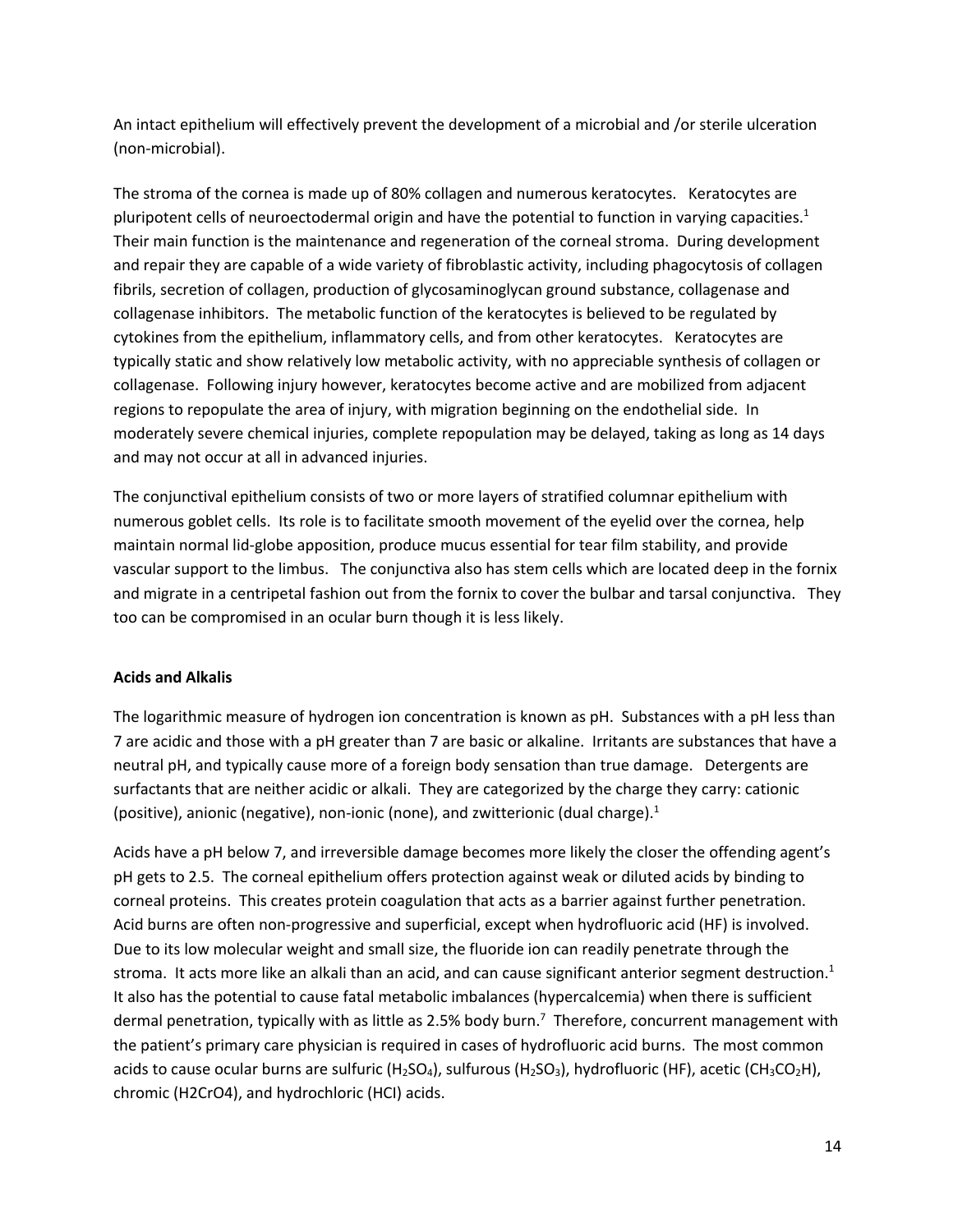An intact epithelium will effectively prevent the development of a microbial and /or sterile ulceration (non-microbial).

The stroma of the cornea is made up of 80% collagen and numerous keratocytes. Keratocytes are pluripotent cells of neuroectodermal origin and have the potential to function in varying capacities.[1] Their main function is the maintenance and regeneration of the corneal stroma. During development and repair they are capable of a wide variety of fibroblastic activity, including phagocytosis of collagen fibrils, secretion of collagen, production of glycosaminoglycan ground substance, collagenase and collagenase inhibitors. The metabolic function of the keratocytes is believed to be regulated by cytokines from the epithelium, inflammatory cells, and from other keratocytes. Keratocytes are typically static and show relatively low metabolic activity, with no appreciable synthesis of collagen or collagenase. Following injury however, keratocytes become active and are mobilized from adjacent regions to repopulate the area of injury, with migration beginning on the endothelial side. In moderately severe chemical injuries, complete repopulation may be delayed, taking as long as 14 days and may not occur at all in advanced injuries.

The conjunctival epithelium consists of two or more layers of stratified columnar epithelium with numerous goblet cells. Its role is to facilitate smooth movement of the eyelid over the cornea, help maintain normal lid-globe apposition, produce mucus essential for tear film stability, and provide vascular support to the limbus. The conjunctiva also has stem cells which are located deep in the fornix and migrate in a centripetal fashion out from the fornix to cover the bulbar and tarsal conjunctiva. They too can be compromised in an ocular burn though it is less likely.

**Acids and Alkalis**

The logarithmic measure of hydrogen ion concentration is known as pH. Substances with a pH less than 7 are acidic and those with a pH greater than 7 are basic or alkaline. Irritants are substances that have a neutral pH, and typically cause more of a foreign body sensation than true damage. Detergents are surfactants that are neither acidic or alkali. They are categorized by the charge they carry: cationic (positive), anionic (negative), non-ionic (none), and zwitterionic (dual charge).[1]

Acids have a pH below 7, and irreversible damage becomes more likely the closer the offending agent's pH gets to 2.5. The corneal epithelium offers protection against weak or diluted acids by binding to corneal proteins. This creates protein coagulation that acts as a barrier against further penetration. Acid burns are often non-progressive and superficial, except when hydrofluoric acid (HF) is involved. Due to its low molecular weight and small size, the fluoride ion can readily penetrate through the stroma. It acts more like an alkali than an acid, and can cause significant anterior segment destruction.[1] It also has the potential to cause fatal metabolic imbalances (hypercalcemia) when there is sufficient dermal penetration, typically with as little as 2.5% body burn.[7] Therefore, concurrent management with the patient's primary care physician is required in cases of hydrofluoric acid burns. The most common acids to cause ocular burns are sulfuric ($H_2SO_4$), sulfurous ($H_2SO_3$), hydrofluoric (HF), acetic ($CH_3CO_2H$), chromic ($H_2CrO_4$), and hydrochloric (HCl) acids.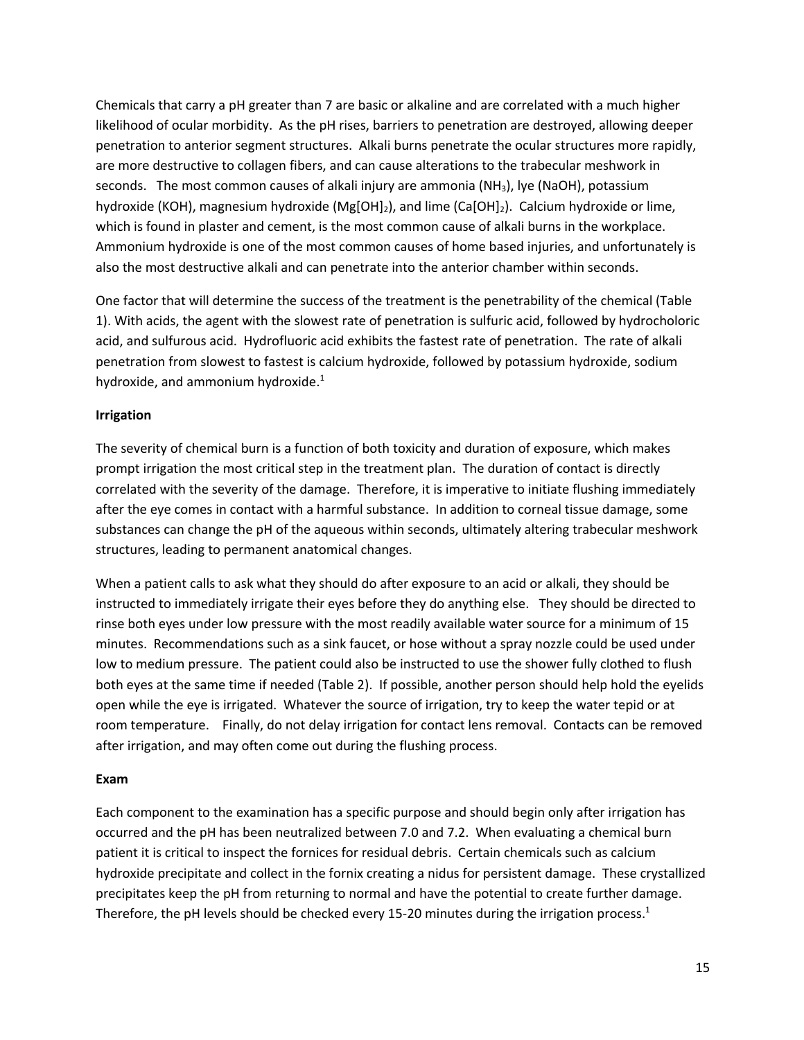Chemicals that carry a pH greater than 7 are basic or alkaline and are correlated with a much higher likelihood of ocular morbidity. As the pH rises, barriers to penetration are destroyed, allowing deeper penetration to anterior segment structures. Alkali burns penetrate the ocular structures more rapidly, are more destructive to collagen fibers, and can cause alterations to the trabecular meshwork in seconds. The most common causes of alkali injury are ammonia ($NH_3$), lye ($NaOH$), potassium hydroxide ($KOH$), magnesium hydroxide ($Mg[OH]_2$), and lime ($Ca[OH]_2$). Calcium hydroxide or lime, which is found in plaster and cement, is the most common cause of alkali burns in the workplace. Ammonium hydroxide is one of the most common causes of home based injuries, and unfortunately is also the most destructive alkali and can penetrate into the anterior chamber within seconds.

One factor that will determine the success of the treatment is the penetrability of the chemical (Table 1). With acids, the agent with the slowest rate of penetration is sulfuric acid, followed by hydrocholoric acid, and sulfurous acid. Hydrofluoric acid exhibits the fastest rate of penetration. The rate of alkali penetration from slowest to fastest is calcium hydroxide, followed by potassium hydroxide, sodium hydroxide, and ammonium hydroxide.[1]

**Irrigation**

The severity of chemical burn is a function of both toxicity and duration of exposure, which makes prompt irrigation the most critical step in the treatment plan. The duration of contact is directly correlated with the severity of the damage. Therefore, it is imperative to initiate flushing immediately after the eye comes in contact with a harmful substance. In addition to corneal tissue damage, some substances can change the pH of the aqueous within seconds, ultimately altering trabecular meshwork structures, leading to permanent anatomical changes.

When a patient calls to ask what they should do after exposure to an acid or alkali, they should be instructed to immediately irrigate their eyes before they do anything else. They should be directed to rinse both eyes under low pressure with the most readily available water source for a minimum of 15 minutes. Recommendations such as a sink faucet, or hose without a spray nozzle could be used under low to medium pressure. The patient could also be instructed to use the shower fully clothed to flush both eyes at the same time if needed (Table 2). If possible, another person should help hold the eyelids open while the eye is irrigated. Whatever the source of irrigation, try to keep the water tepid or at room temperature. Finally, do not delay irrigation for contact lens removal. Contacts can be removed after irrigation, and may often come out during the flushing process.

**Exam**

Each component to the examination has a specific purpose and should begin only after irrigation has occurred and the pH has been neutralized between 7.0 and 7.2. When evaluating a chemical burn patient it is critical to inspect the fornices for residual debris. Certain chemicals such as calcium hydroxide precipitate and collect in the fornix creating a nidus for persistent damage. These crystallized precipitates keep the pH from returning to normal and have the potential to create further damage. Therefore, the pH levels should be checked every 15-20 minutes during the irrigation process.[1]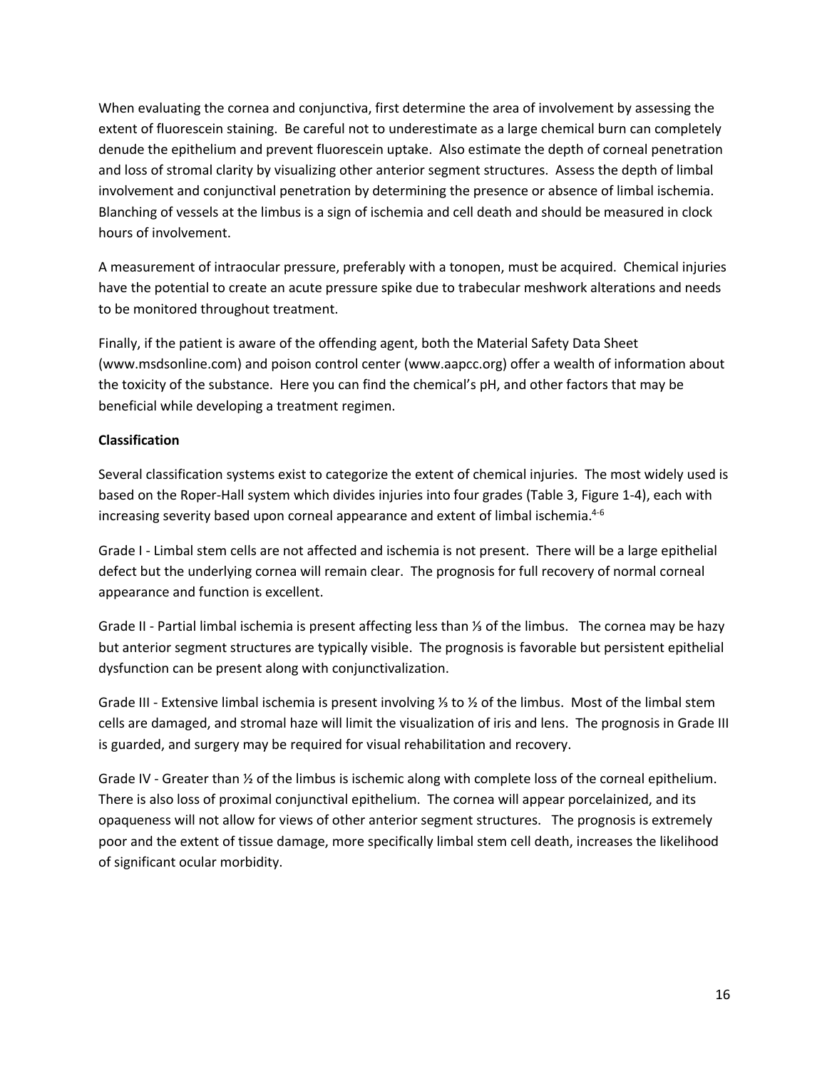When evaluating the cornea and conjunctiva, first determine the area of involvement by assessing the extent of fluorescein staining. Be careful not to underestimate as a large chemical burn can completely denude the epithelium and prevent fluorescein uptake. Also estimate the depth of corneal penetration and loss of stromal clarity by visualizing other anterior segment structures. Assess the depth of limbal involvement and conjunctival penetration by determining the presence or absence of limbal ischemia. Blanching of vessels at the limbus is a sign of ischemia and cell death and should be measured in clock hours of involvement.

A measurement of intraocular pressure, preferably with a tonopen, must be acquired. Chemical injuries have the potential to create an acute pressure spike due to trabecular meshwork alterations and needs to be monitored throughout treatment.

Finally, if the patient is aware of the offending agent, both the Material Safety Data Sheet (www.msdsonline.com) and poison control center (www.aapcc.org) offer a wealth of information about the toxicity of the substance. Here you can find the chemical's pH, and other factors that may be beneficial while developing a treatment regimen.

**Classification**

Several classification systems exist to categorize the extent of chemical injuries. The most widely used is based on the Roper-Hall system which divides injuries into four grades (Table 3, Figure 1-4), each with increasing severity based upon corneal appearance and extent of limbal ischemia.[4-6]

Grade I - Limbal stem cells are not affected and ischemia is not present. There will be a large epithelial defect but the underlying cornea will remain clear. The prognosis for full recovery of normal corneal appearance and function is excellent.

Grade II - Partial limbal ischemia is present affecting less than ⅓ of the limbus. The cornea may be hazy but anterior segment structures are typically visible. The prognosis is favorable but persistent epithelial dysfunction can be present along with conjunctivalization.

Grade III - Extensive limbal ischemia is present involving ⅓ to ½ of the limbus. Most of the limbal stem cells are damaged, and stromal haze will limit the visualization of iris and lens. The prognosis in Grade III is guarded, and surgery may be required for visual rehabilitation and recovery.

Grade IV - Greater than ½ of the limbus is ischemic along with complete loss of the corneal epithelium. There is also loss of proximal conjunctival epithelium. The cornea will appear porcelainized, and its opaqueness will not allow for views of other anterior segment structures. The prognosis is extremely poor and the extent of tissue damage, more specifically limbal stem cell death, increases the likelihood of significant ocular morbidity.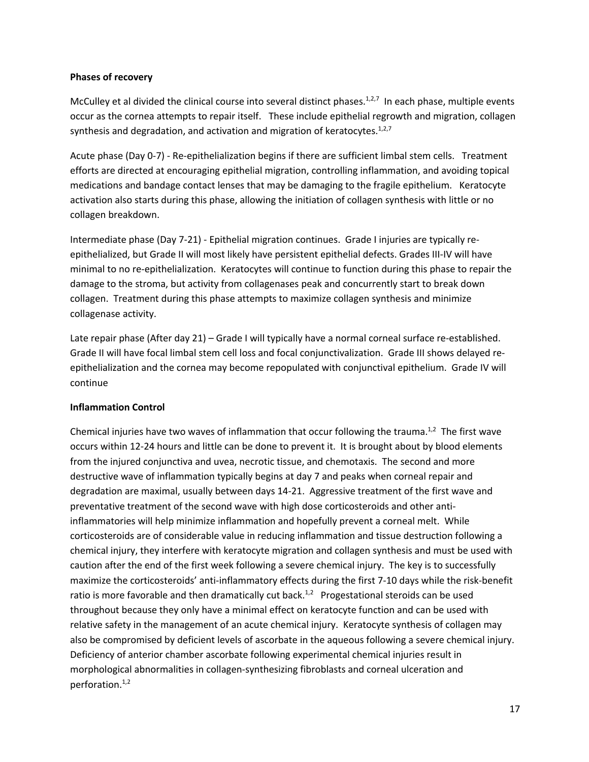**Phases of recovery**

McCulley et al divided the clinical course into several distinct phases.[1,2,7] In each phase, multiple events occur as the cornea attempts to repair itself. These include epithelial regrowth and migration, collagen synthesis and degradation, and activation and migration of keratocytes.[1,2,7]

Acute phase (Day 0-7) - Re-epithelialization begins if there are sufficient limbal stem cells. Treatment efforts are directed at encouraging epithelial migration, controlling inflammation, and avoiding topical medications and bandage contact lenses that may be damaging to the fragile epithelium. Keratocyte activation also starts during this phase, allowing the initiation of collagen synthesis with little or no collagen breakdown.

Intermediate phase (Day 7-21) - Epithelial migration continues. Grade I injuries are typically re-epithelialized, but Grade II will most likely have persistent epithelial defects. Grades III-IV will have minimal to no re-epithelialization. Keratocytes will continue to function during this phase to repair the damage to the stroma, but activity from collagenases peak and concurrently start to break down collagen. Treatment during this phase attempts to maximize collagen synthesis and minimize collagenase activity.

Late repair phase (After day 21) – Grade I will typically have a normal corneal surface re-established. Grade II will have focal limbal stem cell loss and focal conjunctivalization. Grade III shows delayed re-epithelialization and the cornea may become repopulated with conjunctival epithelium. Grade IV will continue

**Inflammation Control**

Chemical injuries have two waves of inflammation that occur following the trauma.[1,2] The first wave occurs within 12-24 hours and little can be done to prevent it. It is brought about by blood elements from the injured conjunctiva and uvea, necrotic tissue, and chemotaxis. The second and more destructive wave of inflammation typically begins at day 7 and peaks when corneal repair and degradation are maximal, usually between days 14-21. Aggressive treatment of the first wave and preventative treatment of the second wave with high dose corticosteroids and other anti-inflammatories will help minimize inflammation and hopefully prevent a corneal melt. While corticosteroids are of considerable value in reducing inflammation and tissue destruction following a chemical injury, they interfere with keratocyte migration and collagen synthesis and must be used with caution after the end of the first week following a severe chemical injury. The key is to successfully maximize the corticosteroids' anti-inflammatory effects during the first 7-10 days while the risk-benefit ratio is more favorable and then dramatically cut back.[1,2] Progestational steroids can be used throughout because they only have a minimal effect on keratocyte function and can be used with relative safety in the management of an acute chemical injury. Keratocyte synthesis of collagen may also be compromised by deficient levels of ascorbate in the aqueous following a severe chemical injury. Deficiency of anterior chamber ascorbate following experimental chemical injuries result in morphological abnormalities in collagen-synthesizing fibroblasts and corneal ulceration and perforation.[1,2]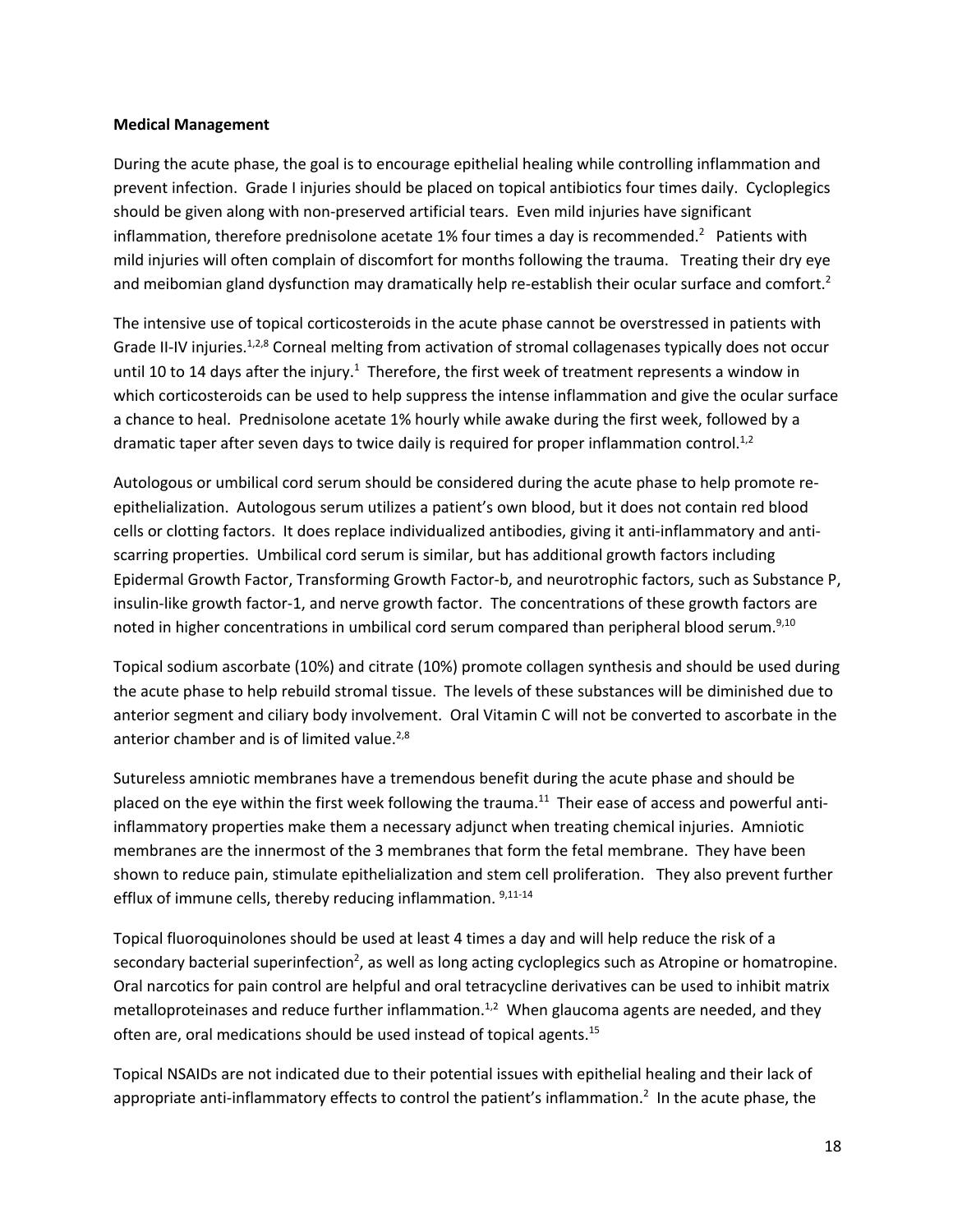**Medical Management**

During the acute phase, the goal is to encourage epithelial healing while controlling inflammation and prevent infection. Grade I injuries should be placed on topical antibiotics four times daily. Cycloplegics should be given along with non-preserved artificial tears. Even mild injuries have significant inflammation, therefore prednisolone acetate 1% four times a day is recommended.[2] Patients with mild injuries will often complain of discomfort for months following the trauma. Treating their dry eye and meibomian gland dysfunction may dramatically help re-establish their ocular surface and comfort.[2]

The intensive use of topical corticosteroids in the acute phase cannot be overstressed in patients with Grade II-IV injuries.[1,2,8] Corneal melting from activation of stromal collagenases typically does not occur until 10 to 14 days after the injury.[1] Therefore, the first week of treatment represents a window in which corticosteroids can be used to help suppress the intense inflammation and give the ocular surface a chance to heal. Prednisolone acetate 1% hourly while awake during the first week, followed by a dramatic taper after seven days to twice daily is required for proper inflammation control.[1,2]

Autologous or umbilical cord serum should be considered during the acute phase to help promote re-epithelialization. Autologous serum utilizes a patient's own blood, but it does not contain red blood cells or clotting factors. It does replace individualized antibodies, giving it anti-inflammatory and anti-scarring properties. Umbilical cord serum is similar, but has additional growth factors including Epidermal Growth Factor, Transforming Growth Factor-b, and neurotrophic factors, such as Substance P, insulin-like growth factor-1, and nerve growth factor. The concentrations of these growth factors are noted in higher concentrations in umbilical cord serum compared than peripheral blood serum.[9,10]

Topical sodium ascorbate (10%) and citrate (10%) promote collagen synthesis and should be used during the acute phase to help rebuild stromal tissue. The levels of these substances will be diminished due to anterior segment and ciliary body involvement. Oral Vitamin C will not be converted to ascorbate in the anterior chamber and is of limited value.[2,8]

Sutureless amniotic membranes have a tremendous benefit during the acute phase and should be placed on the eye within the first week following the trauma.[11] Their ease of access and powerful anti-inflammatory properties make them a necessary adjunct when treating chemical injuries. Amniotic membranes are the innermost of the 3 membranes that form the fetal membrane. They have been shown to reduce pain, stimulate epithelialization and stem cell proliferation. They also prevent further efflux of immune cells, thereby reducing inflammation.[9,11-14]

Topical fluoroquinolones should be used at least 4 times a day and will help reduce the risk of a secondary bacterial superinfection[2], as well as long acting cycloplegics such as Atropine or homatropine. Oral narcotics for pain control are helpful and oral tetracycline derivatives can be used to inhibit matrix metalloproteinases and reduce further inflammation.[1,2] When glaucoma agents are needed, and they often are, oral medications should be used instead of topical agents.[15]

Topical NSAIDs are not indicated due to their potential issues with epithelial healing and their lack of appropriate anti-inflammatory effects to control the patient's inflammation.[2] In the acute phase, the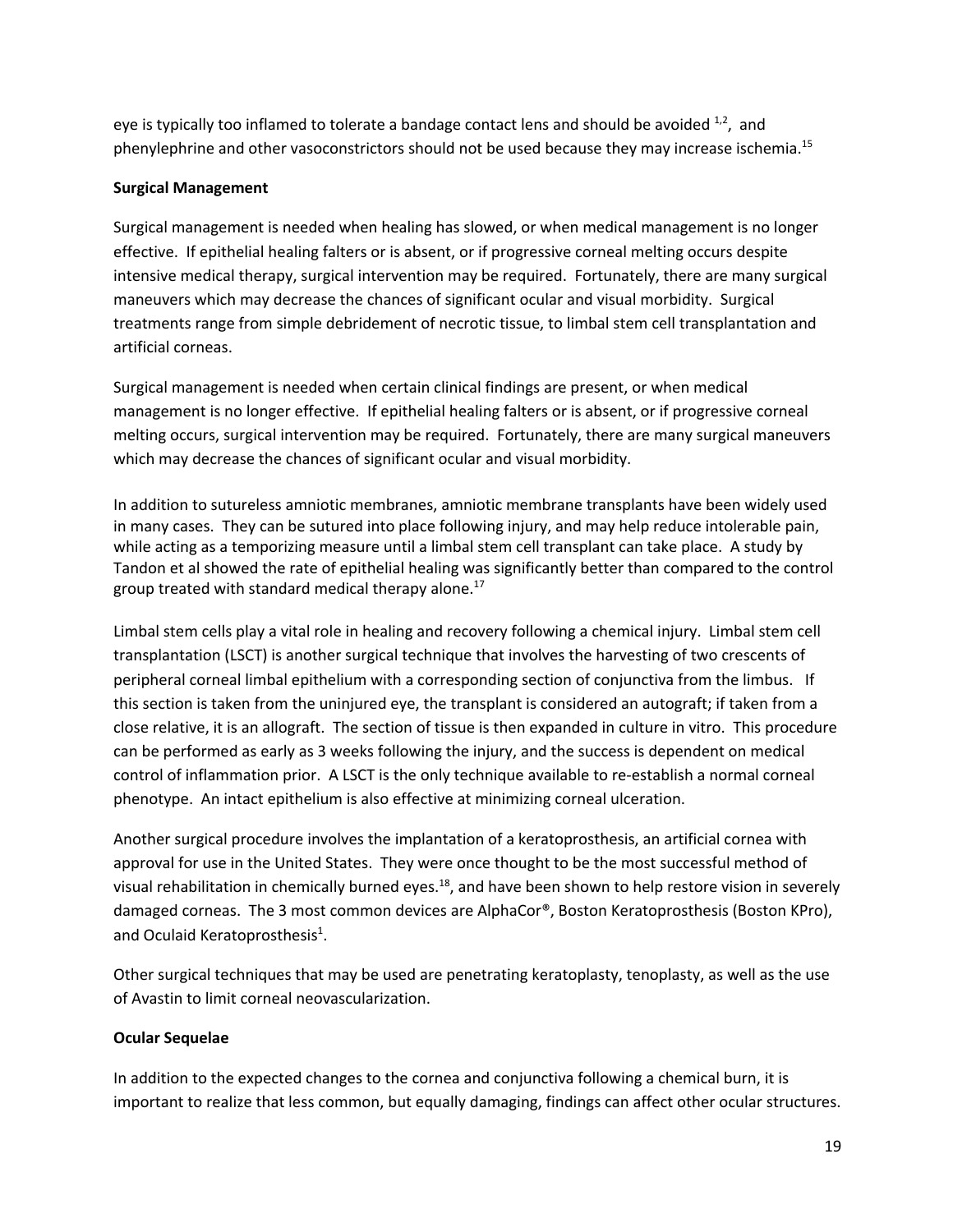eye is typically too inflamed to tolerate a bandage contact lens and should be avoided [1,2], and phenylephrine and other vasoconstrictors should not be used because they may increase ischemia.[15]

**Surgical Management**

Surgical management is needed when healing has slowed, or when medical management is no longer effective. If epithelial healing falters or is absent, or if progressive corneal melting occurs despite intensive medical therapy, surgical intervention may be required. Fortunately, there are many surgical maneuvers which may decrease the chances of significant ocular and visual morbidity. Surgical treatments range from simple debridement of necrotic tissue, to limbal stem cell transplantation and artificial corneas.

Surgical management is needed when certain clinical findings are present, or when medical management is no longer effective. If epithelial healing falters or is absent, or if progressive corneal melting occurs, surgical intervention may be required. Fortunately, there are many surgical maneuvers which may decrease the chances of significant ocular and visual morbidity.

In addition to sutureless amniotic membranes, amniotic membrane transplants have been widely used in many cases. They can be sutured into place following injury, and may help reduce intolerable pain, while acting as a temporizing measure until a limbal stem cell transplant can take place. A study by Tandon et al showed the rate of epithelial healing was significantly better than compared to the control group treated with standard medical therapy alone.[17]

Limbal stem cells play a vital role in healing and recovery following a chemical injury. Limbal stem cell transplantation (LSCT) is another surgical technique that involves the harvesting of two crescents of peripheral corneal limbal epithelium with a corresponding section of conjunctiva from the limbus. If this section is taken from the uninjured eye, the transplant is considered an autograft; if taken from a close relative, it is an allograft. The section of tissue is then expanded in culture in vitro. This procedure can be performed as early as 3 weeks following the injury, and the success is dependent on medical control of inflammation prior. A LSCT is the only technique available to re-establish a normal corneal phenotype. An intact epithelium is also effective at minimizing corneal ulceration.

Another surgical procedure involves the implantation of a keratoprosthesis, an artificial cornea with approval for use in the United States. They were once thought to be the most successful method of visual rehabilitation in chemically burned eyes.[18], and have been shown to help restore vision in severely damaged corneas. The 3 most common devices are AlphaCor®, Boston Keratoprosthesis (Boston KPro), and Oculaid Keratoprosthesis[1].

Other surgical techniques that may be used are penetrating keratoplasty, tenoplasty, as well as the use of Avastin to limit corneal neovascularization.

**Ocular Sequelae**

In addition to the expected changes to the cornea and conjunctiva following a chemical burn, it is important to realize that less common, but equally damaging, findings can affect other ocular structures.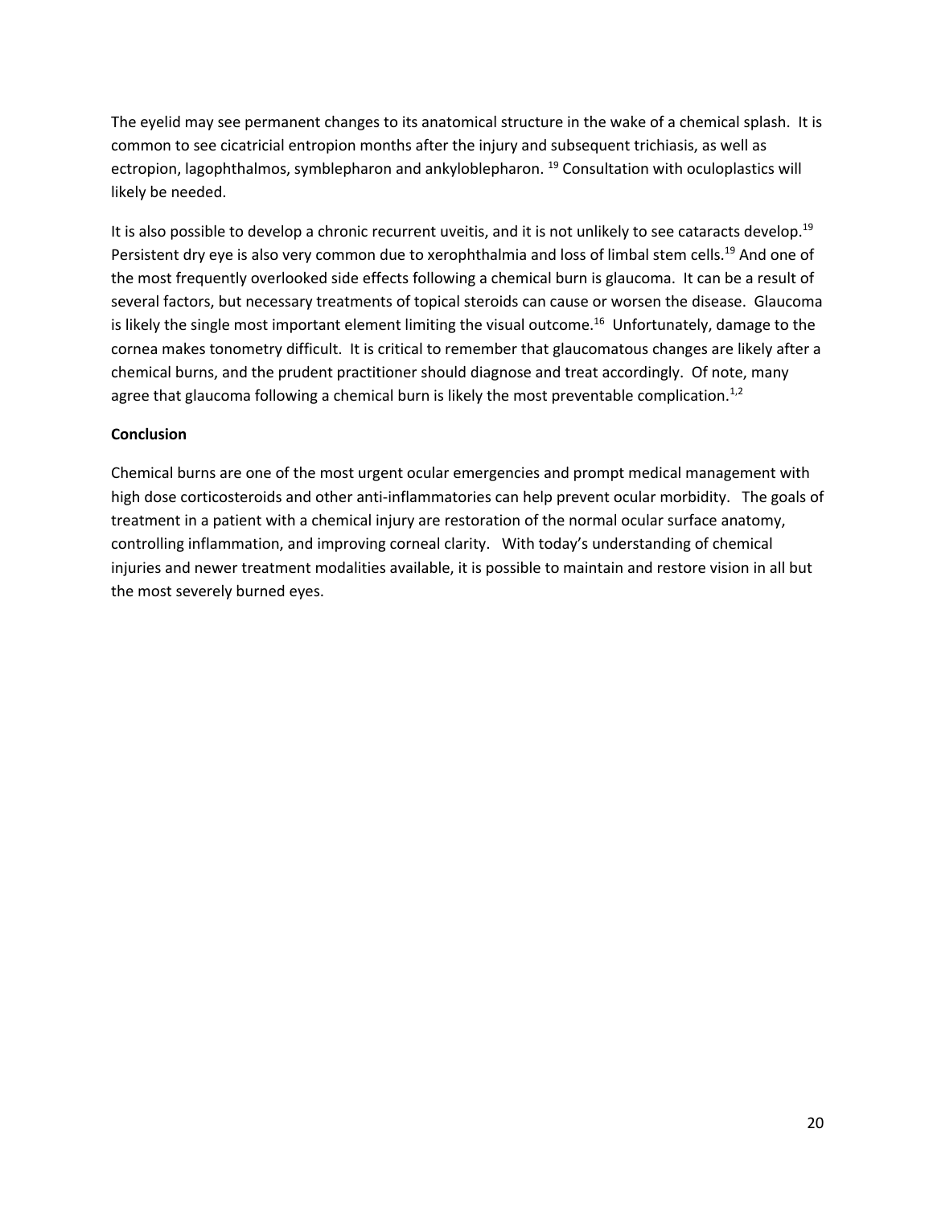The eyelid may see permanent changes to its anatomical structure in the wake of a chemical splash. It is common to see cicatricial entropion months after the injury and subsequent trichiasis, as well as ectropion, lagophthalmos, symblepharon and ankyloblepharon. [19] Consultation with oculoplastics will likely be needed.

It is also possible to develop a chronic recurrent uveitis, and it is not unlikely to see cataracts develop.[19] Persistent dry eye is also very common due to xerophthalmia and loss of limbal stem cells.[19] And one of the most frequently overlooked side effects following a chemical burn is glaucoma. It can be a result of several factors, but necessary treatments of topical steroids can cause or worsen the disease. Glaucoma is likely the single most important element limiting the visual outcome.[16] Unfortunately, damage to the cornea makes tonometry difficult. It is critical to remember that glaucomatous changes are likely after a chemical burns, and the prudent practitioner should diagnose and treat accordingly. Of note, many agree that glaucoma following a chemical burn is likely the most preventable complication.[1,2]

**Conclusion**

Chemical burns are one of the most urgent ocular emergencies and prompt medical management with high dose corticosteroids and other anti-inflammatories can help prevent ocular morbidity. The goals of treatment in a patient with a chemical injury are restoration of the normal ocular surface anatomy, controlling inflammation, and improving corneal clarity. With today's understanding of chemical injuries and newer treatment modalities available, it is possible to maintain and restore vision in all but the most severely burned eyes.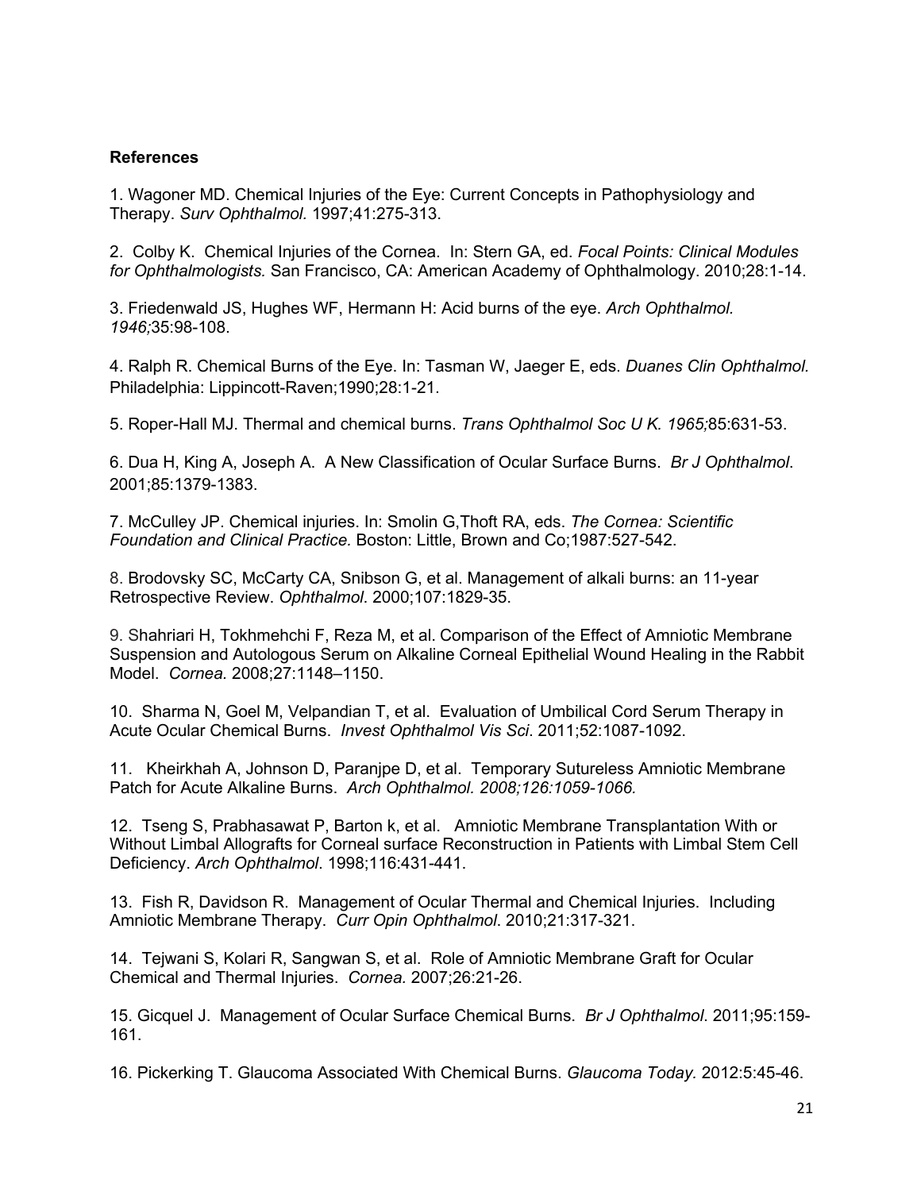**References**

1. Wagoner MD. Chemical Injuries of the Eye: Current Concepts in Pathophysiology and Therapy. *Surv Ophthalmol.* 1997;41:275-313.

2. Colby K. Chemical Injuries of the Cornea. In: Stern GA, ed. *Focal Points: Clinical Modules for Ophthalmologists.* San Francisco, CA: American Academy of Ophthalmology. 2010;28:1-14.

3. Friedenwald JS, Hughes WF, Hermann H: Acid burns of the eye. *Arch Ophthalmol. 1946;*35:98-108.

4. Ralph R. Chemical Burns of the Eye. In: Tasman W, Jaeger E, eds. *Duanes Clin Ophthalmol.* Philadelphia: Lippincott-Raven;1990;28:1-21.

5. Roper-Hall MJ. Thermal and chemical burns. *Trans Ophthalmol Soc U K. 1965;*85:631-53.

6. Dua H, King A, Joseph A. A New Classification of Ocular Surface Burns. *Br J Ophthalmol*. 2001;85:1379-1383.

7. McCulley JP. Chemical injuries. In: Smolin G,Thoft RA, eds. *The Cornea: Scientific Foundation and Clinical Practice.* Boston: Little, Brown and Co;1987:527-542.

8. Brodovsky SC, McCarty CA, Snibson G, et al. Management of alkali burns: an 11-year Retrospective Review. *Ophthalmol*. 2000;107:1829-35.

9. Shahriari H, Tokhmehchi F, Reza M, et al. Comparison of the Effect of Amniotic Membrane Suspension and Autologous Serum on Alkaline Corneal Epithelial Wound Healing in the Rabbit Model. *Cornea.* 2008;27:1148–1150.

10. Sharma N, Goel M, Velpandian T, et al. Evaluation of Umbilical Cord Serum Therapy in Acute Ocular Chemical Burns. *Invest Ophthalmol Vis Sci*. 2011;52:1087-1092.

11. Kheirkhah A, Johnson D, Paranjpe D, et al. Temporary Sutureless Amniotic Membrane Patch for Acute Alkaline Burns. *Arch Ophthalmol. 2008;126:1059-1066.*

12. Tseng S, Prabhasawat P, Barton k, et al. Amniotic Membrane Transplantation With or Without Limbal Allografts for Corneal surface Reconstruction in Patients with Limbal Stem Cell Deficiency. *Arch Ophthalmol*. 1998;116:431-441.

13. Fish R, Davidson R. Management of Ocular Thermal and Chemical Injuries. Including Amniotic Membrane Therapy. *Curr Opin Ophthalmol*. 2010;21:317-321.

14. Tejwani S, Kolari R, Sangwan S, et al. Role of Amniotic Membrane Graft for Ocular Chemical and Thermal Injuries. *Cornea.* 2007;26:21-26.

15. Gicquel J. Management of Ocular Surface Chemical Burns. *Br J Ophthalmol*. 2011;95:159-161.

16. Pickerking T. Glaucoma Associated With Chemical Burns. *Glaucoma Today.* 2012:5:45-46.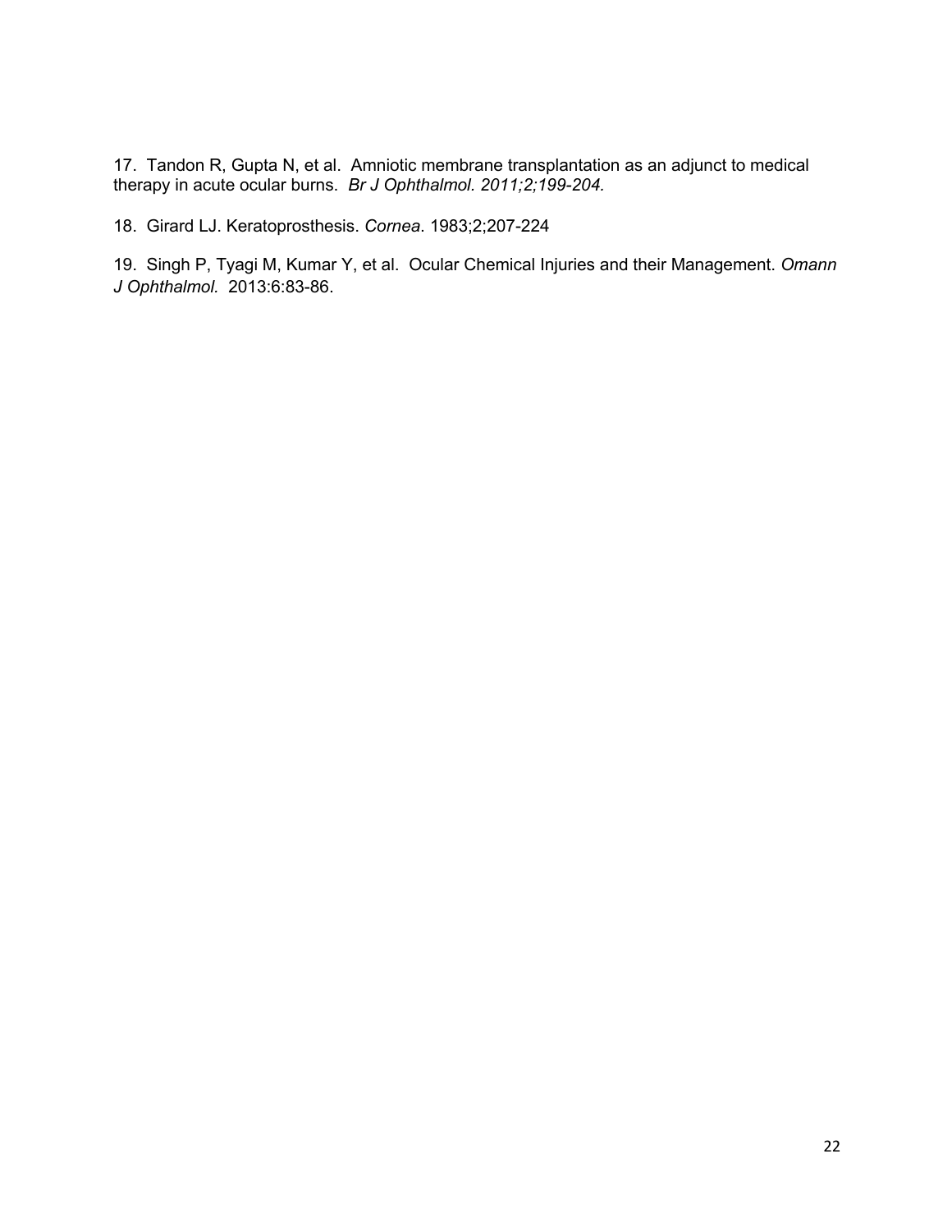17. Tandon R, Gupta N, et al. Amniotic membrane transplantation as an adjunct to medical therapy in acute ocular burns. *Br J Ophthalmol. 2011;2;199-204.*

18. Girard LJ. Keratoprosthesis. *Cornea*. 1983;2;207-224

19. Singh P, Tyagi M, Kumar Y, et al. Ocular Chemical Injuries and their Management. *Omann J Ophthalmol.* 2013:6:83-86.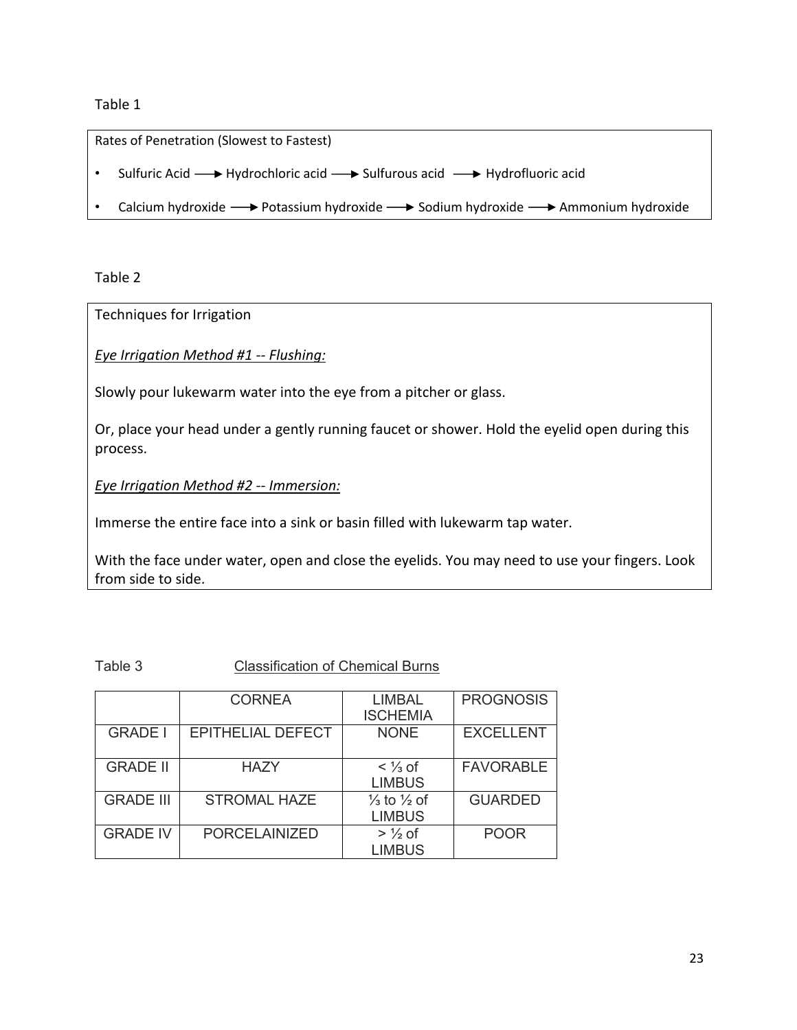Table 1

Rates of Penetration (Slowest to Fastest)

- Sulfuric Acid ⟶ Hydrochloric acid ⟶ Sulfurous acid ⟶ Hydrofluoric acid
- Calcium hydroxide ⟶ Potassium hydroxide ⟶ Sodium hydroxide ⟶ Ammonium hydroxide

Table 2

Techniques for Irrigation

*Eye Irrigation Method #1 -- Flushing:*

Slowly pour lukewarm water into the eye from a pitcher or glass.

Or, place your head under a gently running faucet or shower. Hold the eyelid open during this process.

*Eye Irrigation Method #2 -- Immersion:*

Immerse the entire face into a sink or basin filled with lukewarm tap water.

With the face under water, open and close the eyelids. You may need to use your fingers. Look from side to side.

Table 3 Classification of Chemical Burns

| | CORNEA | LIMBAL ISCHEMIA | PROGNOSIS |
|---|---|---|---|
| GRADE I | EPITHELIAL DEFECT | NONE | EXCELLENT |
| GRADE II | HAZY | < ⅓ of LIMBUS | FAVORABLE |
| GRADE III | STROMAL HAZE | ⅓ to ½ of LIMBUS | GUARDED |
| GRADE IV | PORCELAINIZED | > ½ of LIMBUS | POOR |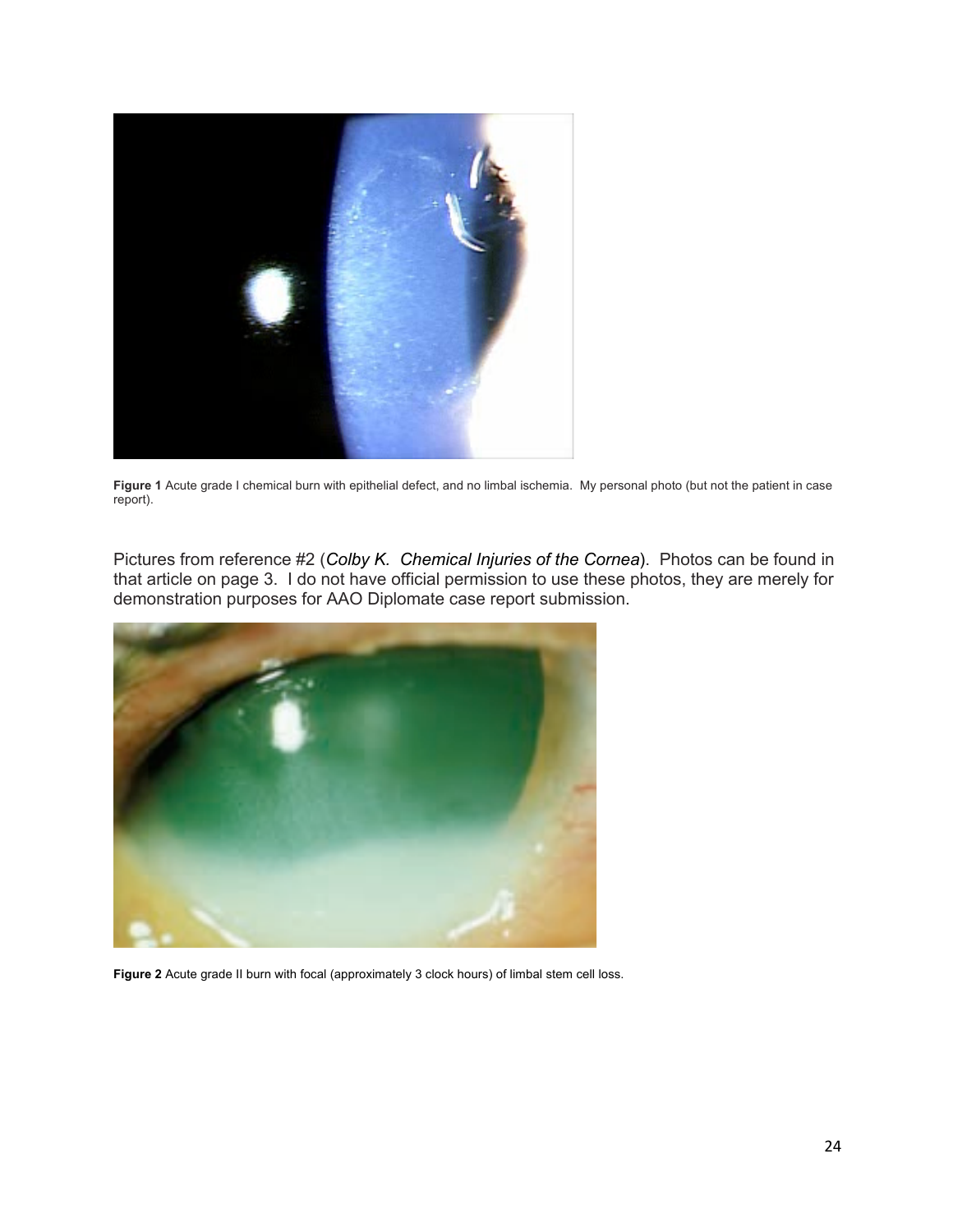**Figure 1** Acute grade I chemical burn with epithelial defect, and no limbal ischemia. My personal photo (but not the patient in case report).

Pictures from reference #2 (*Colby K. Chemical Injuries of the Cornea*). Photos can be found in that article on page 3. I do not have official permission to use these photos, they are merely for demonstration purposes for AAO Diplomate case report submission.

**Figure 2** Acute grade II burn with focal (approximately 3 clock hours) of limbal stem cell loss.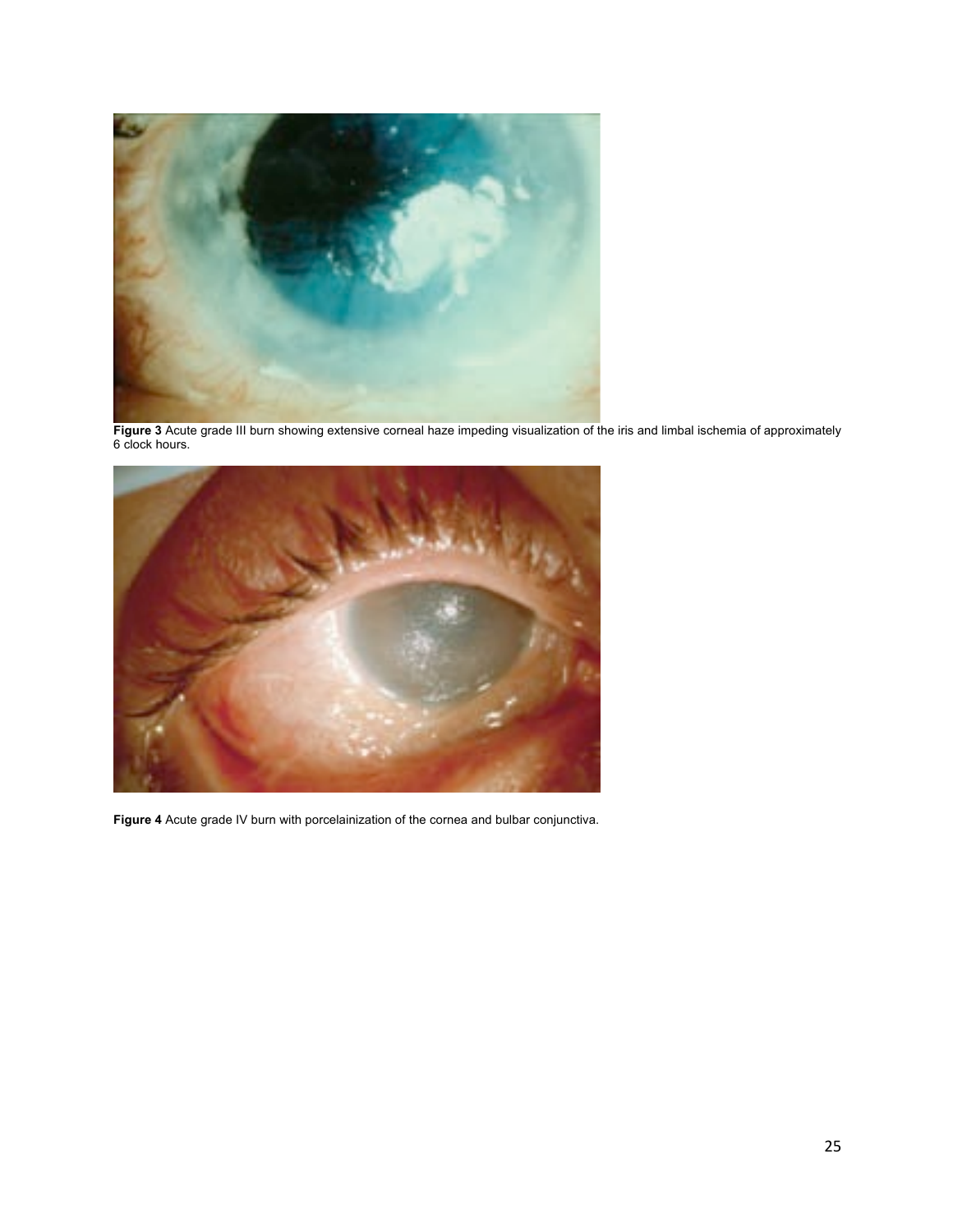**Figure 3** Acute grade III burn showing extensive corneal haze impeding visualization of the iris and limbal ischemia of approximately 6 clock hours.

**Figure 4** Acute grade IV burn with porcelainization of the cornea and bulbar conjunctiva.